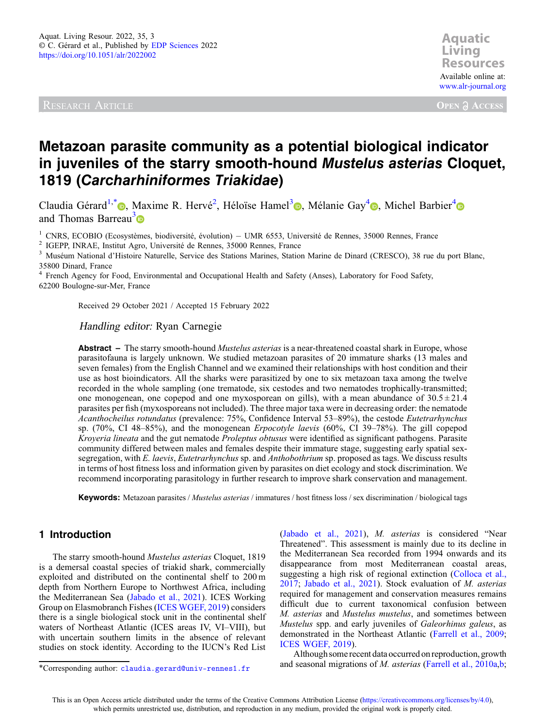RESEARCH ARTICLE

# Metazoan parasite community as a potential biological indicator in juveniles of the starry smooth-hound *Mustelus asterias* Cloquet, 1819 (*Carcharhiniformes Triakidae*)

Claudia Gérard[1,*], Maxime R. Hervé[2], Héloïse Hamel[3], Mélanie Gay[4], Michel Barbier[4] and Thomas Barreau[3]

[1] CNRS, ECOBIO (Ecosystèmes, biodiversité, évolution) – UMR 6553, Université de Rennes, 35000 Rennes, France
[2] IGEPP, INRAE, Institut Agro, Université de Rennes, 35000 Rennes, France
[3] Muséum National d'Histoire Naturelle, Service des Stations Marines, Station Marine de Dinard (CRESCO), 38 rue du port Blanc, 35800 Dinard, France
[4] French Agency for Food, Environmental and Occupational Health and Safety (Anses), Laboratory for Food Safety, 62200 Boulogne-sur-Mer, France

Received 29 October 2021 / Accepted 15 February 2022

*Handling editor:* Ryan Carnegie

**Abstract –** The starry smooth-hound *Mustelus asterias* is a near-threatened coastal shark in Europe, whose parasitofauna is largely unknown. We studied metazoan parasites of 20 immature sharks (13 males and seven females) from the English Channel and we examined their relationships with host condition and their use as host bioindicators. All the sharks were parasitized by one to six metazoan taxa among the twelve recorded in the whole sampling (one trematode, six cestodes and two nematodes trophically-transmitted; one monogenean, one copepod and one myxosporean on gills), with a mean abundance of 30.5 ± 21.4 parasites per fish (myxosporeans not included). The three major taxa were in decreasing order: the nematode *Acanthocheilus rotundatus* (prevalence: 75%, Confidence Interval 53–89%), the cestode *Eutetrarhynchus* sp. (70%, CI 48–85%), and the monogenean *Erpocotyle laevis* (60%, CI 39–78%). The gill copepod *Kroyeria lineata* and the gut nematode *Proleptus obtusus* were identified as significant pathogens. Parasite community differed between males and females despite their immature stage, suggesting early spatial sex-segregation, with *E. laevis*, *Eutetrarhynchus* sp. and *Anthobothrium* sp. proposed as tags. We discuss results in terms of host fitness loss and information given by parasites on diet ecology and stock discrimination. We recommend incorporating parasitology in further research to improve shark conservation and management.

**Keywords:** Metazoan parasites / *Mustelus asterias* / immatures / host fitness loss / sex discrimination / biological tags

## 1 Introduction

The starry smooth-hound *Mustelus asterias* Cloquet, 1819 is a demersal coastal species of triakid shark, commercially exploited and distributed on the continental shelf to 200 m depth from Northern Europe to Northwest Africa, including the Mediterranean Sea (Jabado et al., 2021). ICES Working Group on Elasmobranch Fishes (ICES WGEF, 2019) considers there is a single biological stock unit in the continental shelf waters of Northeast Atlantic (ICES areas IV, VI–VIII), but with uncertain southern limits in the absence of relevant studies on stock identity. According to the IUCN's Red List (Jabado et al., 2021), *M. asterias* is considered "Near Threatened". This assessment is mainly due to its decline in the Mediterranean Sea recorded from 1994 onwards and its disappearance from most Mediterranean coastal areas, suggesting a high risk of regional extinction (Colloca et al., 2017; Jabado et al., 2021). Stock evaluation of *M. asterias* required for management and conservation measures remains difficult due to current taxonomical confusion between *M. asterias* and *Mustelus mustelus*, and sometimes between *Mustelus* spp. and early juveniles of *Galeorhinus galeus*, as demonstrated in the Northeast Atlantic (Farrell et al., 2009; ICES WGEF, 2019).

Although some recent data occurred on reproduction, growth and seasonal migrations of *M. asterias* (Farrell et al., 2010a,b;

*Corresponding author: claudia.gerard@univ-rennes1.fr

This is an Open Access article distributed under the terms of the Creative Commons Attribution License (https://creativecommons.org/licenses/by/4.0), which permits unrestricted use, distribution, and reproduction in any medium, provided the original work is properly cited.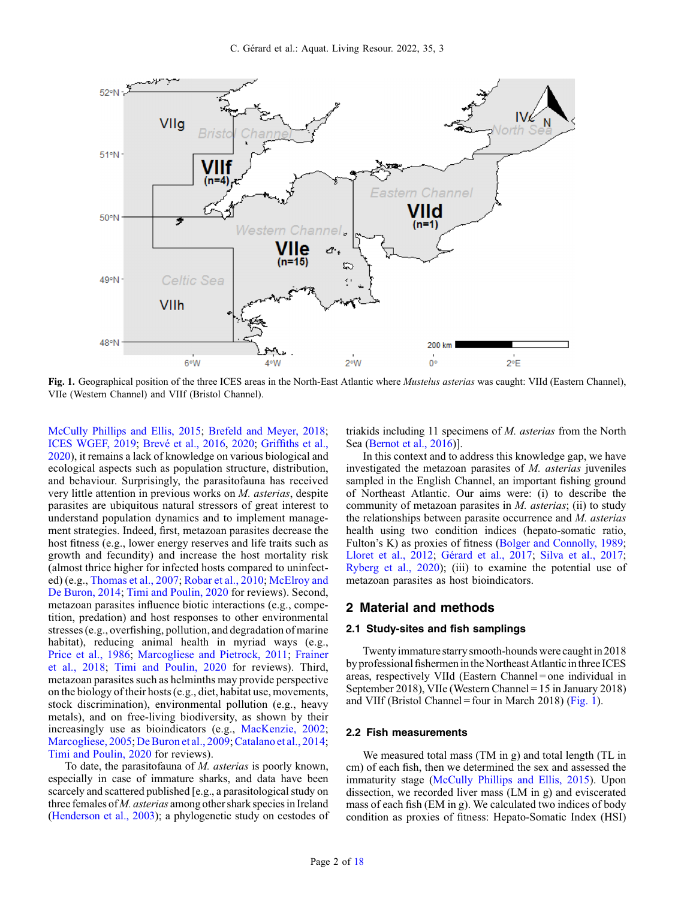Fig. 1. Geographical position of the three ICES areas in the North-East Atlantic where *Mustelus asterias* was caught: VIId (Eastern Channel), VIIe (Western Channel) and VIIf (Bristol Channel).

McCully Phillips and Ellis, 2015; Brefeld and Meyer, 2018; ICES WGEF, 2019; Brevé et al., 2016, 2020; Griffiths et al., 2020), it remains a lack of knowledge on various biological and ecological aspects such as population structure, distribution, and behaviour. Surprisingly, the parasitofauna has received very little attention in previous works on *M. asterias*, despite parasites are ubiquitous natural stressors of great interest to understand population dynamics and to implement management strategies. Indeed, first, metazoan parasites decrease the host fitness (e.g., lower energy reserves and life traits such as growth and fecundity) and increase the host mortality risk (almost thrice higher for infected hosts compared to uninfected) (e.g., Thomas et al., 2007; Robar et al., 2010; McElroy and De Buron, 2014; Timi and Poulin, 2020 for reviews). Second, metazoan parasites influence biotic interactions (e.g., competition, predation) and host responses to other environmental stresses (e.g., overfishing, pollution, and degradation of marine habitat), reducing animal health in myriad ways (e.g., Price et al., 1986; Marcogliese and Pietrock, 2011; Frainer et al., 2018; Timi and Poulin, 2020 for reviews). Third, metazoan parasites such as helminths may provide perspective on the biology of their hosts (e.g., diet, habitat use, movements, stock discrimination), environmental pollution (e.g., heavy metals), and on free-living biodiversity, as shown by their increasingly use as bioindicators (e.g., MacKenzie, 2002; Marcogliese, 2005; De Buron et al., 2009; Catalano et al., 2014; Timi and Poulin, 2020 for reviews).

To date, the parasitofauna of *M. asterias* is poorly known, especially in case of immature sharks, and data have been scarcely and scattered published [e.g., a parasitological study on three females of *M. asterias* among other shark species in Ireland (Henderson et al., 2003); a phylogenetic study on cestodes of triakids including 11 specimens of *M. asterias* from the North Sea (Bernot et al., 2016)].

In this context and to address this knowledge gap, we have investigated the metazoan parasites of *M. asterias* juveniles sampled in the English Channel, an important fishing ground of Northeast Atlantic. Our aims were: (i) to describe the community of metazoan parasites in *M. asterias*; (ii) to study the relationships between parasite occurrence and *M. asterias* health using two condition indices (hepato-somatic ratio, Fulton's K) as proxies of fitness (Bolger and Connolly, 1989; Lloret et al., 2012; Gérard et al., 2017; Silva et al., 2017; Ryberg et al., 2020); (iii) to examine the potential use of metazoan parasites as host bioindicators.

## 2 Material and methods

### 2.1 Study-sites and fish samplings

Twenty immature starry smooth-hounds were caught in 2018 by professional fishermen in the Northeast Atlantic in three ICES areas, respectively VIId (Eastern Channel = one individual in September 2018), VIIe (Western Channel = 15 in January 2018) and VIIf (Bristol Channel = four in March 2018) (Fig. 1).

### 2.2 Fish measurements

We measured total mass (TM in g) and total length (TL in cm) of each fish, then we determined the sex and assessed the immaturity stage (McCully Phillips and Ellis, 2015). Upon dissection, we recorded liver mass (LM in g) and eviscerated mass of each fish (EM in g). We calculated two indices of body condition as proxies of fitness: Hepato-Somatic Index (HSI)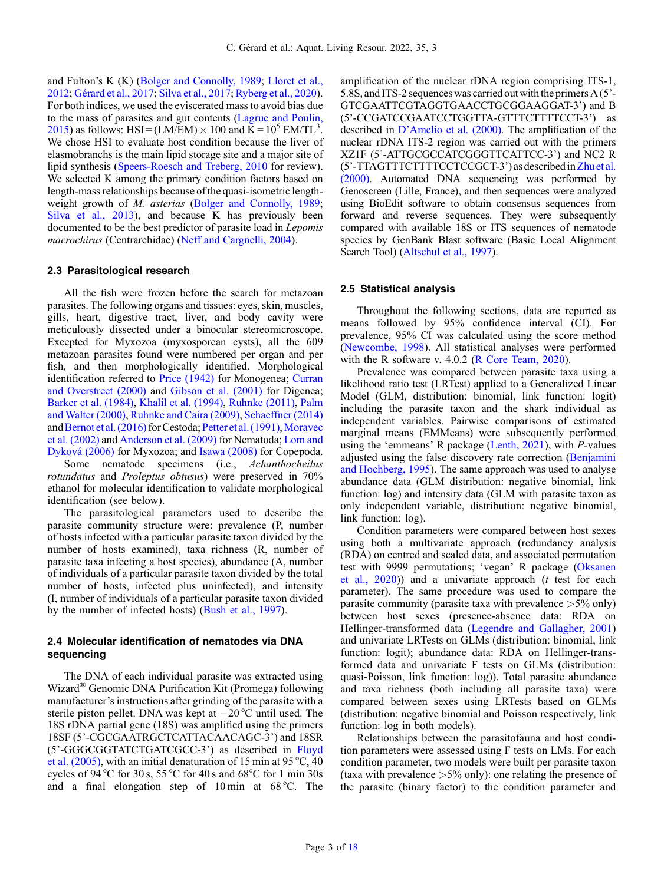and Fulton's K (K) (Bolger and Connolly, 1989; Lloret et al., 2012; Gérard et al., 2017; Silva et al., 2017; Ryberg et al., 2020). For both indices, we used the eviscerated mass to avoid bias due to the mass of parasites and gut contents (Lagrue and Poulin, 2015) as follows: HSI = (LM/EM) × 100 and $K = 10^5$ EM/TL$^3$. We chose HSI to evaluate host condition because the liver of elasmobranchs is the main lipid storage site and a major site of lipid synthesis (Speers-Roesch and Treberg, 2010 for review). We selected K among the primary condition factors based on length-mass relationships because of the quasi-isometric length-weight growth of *M. asterias* (Bolger and Connolly, 1989; Silva et al., 2013), and because K has previously been documented to be the best predictor of parasite load in *Lepomis macrochirus* (Centrarchidae) (Neff and Cargnelli, 2004).

### 2.3 Parasitological research

All the fish were frozen before the search for metazoan parasites. The following organs and tissues: eyes, skin, muscles, gills, heart, digestive tract, liver, and body cavity were meticulously dissected under a binocular stereomicroscope. Excepted for Myxozoa (myxosporean cysts), all the 609 metazoan parasites found were numbered per organ and per fish, and then morphologically identified. Morphological identification referred to Price (1942) for Monogenea; Curran and Overstreet (2000) and Gibson et al. (2001) for Digenea; Barker et al. (1984), Khalil et al. (1994), Ruhnke (2011), Palm and Walter (2000), Ruhnke and Caira (2009), Schaeffner (2014) and Bernot et al. (2016) for Cestoda; Petter et al. (1991), Moravec et al. (2002) and Anderson et al. (2009) for Nematoda; Lom and Dyková (2006) for Myxozoa; and Isawa (2008) for Copepoda. Some nematode specimens (i.e., *Acanthocheilus rotundatus* and *Proleptus obtusus*) were preserved in 70% ethanol for molecular identification to validate morphological identification (see below).

The parasitological parameters used to describe the parasite community structure were: prevalence (P, number of hosts infected with a particular parasite taxon divided by the number of hosts examined), taxa richness (R, number of parasite taxa infecting a host species), abundance (A, number of individuals of a particular parasite taxon divided by the total number of hosts, infected plus uninfected), and intensity (I, number of individuals of a particular parasite taxon divided by the number of infected hosts) (Bush et al., 1997).

### 2.4 Molecular identification of nematodes via DNA sequencing

The DNA of each individual parasite was extracted using Wizard® Genomic DNA Purification Kit (Promega) following manufacturer's instructions after grinding of the parasite with a sterile piston pellet. DNA was kept at −20 °C until used. The 18S rDNA partial gene (18S) was amplified using the primers 18SF (5'-CGCGAATRGCTCATTACAACAGC-3') and 18SR (5'-GGGCGGTATCTGATCGCC-3') as described in Floyd et al. (2005), with an initial denaturation of 15 min at 95 °C, 40 cycles of 94 °C for 30 s, 55 °C for 40 s and 68°C for 1 min 30s and a final elongation step of 10 min at 68 °C. The amplification of the nuclear rDNA region comprising ITS-1, 5.8S, and ITS-2 sequences was carried out with the primers A (5'-GTCGAATTCGTAGGTGAACCTGCGGAAGGAT-3') and B (5'-CCGATCCGAATCCTGGTTA-GTTTCTTTTCCT-3') as described in D'Amelio et al. (2000). The amplification of the nuclear rDNA ITS-2 region was carried out with the primers XZ1F (5'-ATTGCGCCATCGGGTTCATTCC-3') and NC2 R (5'-TTAGTTTCTTTTCCTCCGCT-3') as described in Zhu et al. (2000). Automated DNA sequencing was performed by Genoscreen (Lille, France), and then sequences were analyzed using BioEdit software to obtain consensus sequences from forward and reverse sequences. They were subsequently compared with available 18S or ITS sequences of nematode species by GenBank Blast software (Basic Local Alignment Search Tool) (Altschul et al., 1997).

### 2.5 Statistical analysis

Throughout the following sections, data are reported as means followed by 95% confidence interval (CI). For prevalence, 95% CI was calculated using the score method (Newcombe, 1998). All statistical analyses were performed with the R software v. 4.0.2 (R Core Team, 2020).

Prevalence was compared between parasite taxa using a likelihood ratio test (LRTest) applied to a Generalized Linear Model (GLM, distribution: binomial, link function: logit) including the parasite taxon and the shark individual as independent variables. Pairwise comparisons of estimated marginal means (EMMeans) were subsequently performed using the 'emmeans' R package (Lenth, 2021), with *P*-values adjusted using the false discovery rate correction (Benjamini and Hochberg, 1995). The same approach was used to analyse abundance data (GLM distribution: negative binomial, link function: log) and intensity data (GLM with parasite taxon as only independent variable, distribution: negative binomial, link function: log).

Condition parameters were compared between host sexes using both a multivariate approach (redundancy analysis (RDA) on centred and scaled data, and associated permutation test with 9999 permutations; 'vegan' R package (Oksanen et al., 2020)) and a univariate approach (*t* test for each parameter). The same procedure was used to compare the parasite community (parasite taxa with prevalence >5% only) between host sexes (presence-absence data: RDA on Hellinger-transformed data (Legendre and Gallagher, 2001) and univariate LRTests on GLMs (distribution: binomial, link function: logit); abundance data: RDA on Hellinger-transformed data and univariate F tests on GLMs (distribution: quasi-Poisson, link function: log)). Total parasite abundance and taxa richness (both including all parasite taxa) were compared between sexes using LRTests based on GLMs (distribution: negative binomial and Poisson respectively, link function: log in both models).

Relationships between the parasitofauna and host condition parameters were assessed using F tests on LMs. For each condition parameter, two models were built per parasite taxon (taxa with prevalence >5% only): one relating the presence of the parasite (binary factor) to the condition parameter and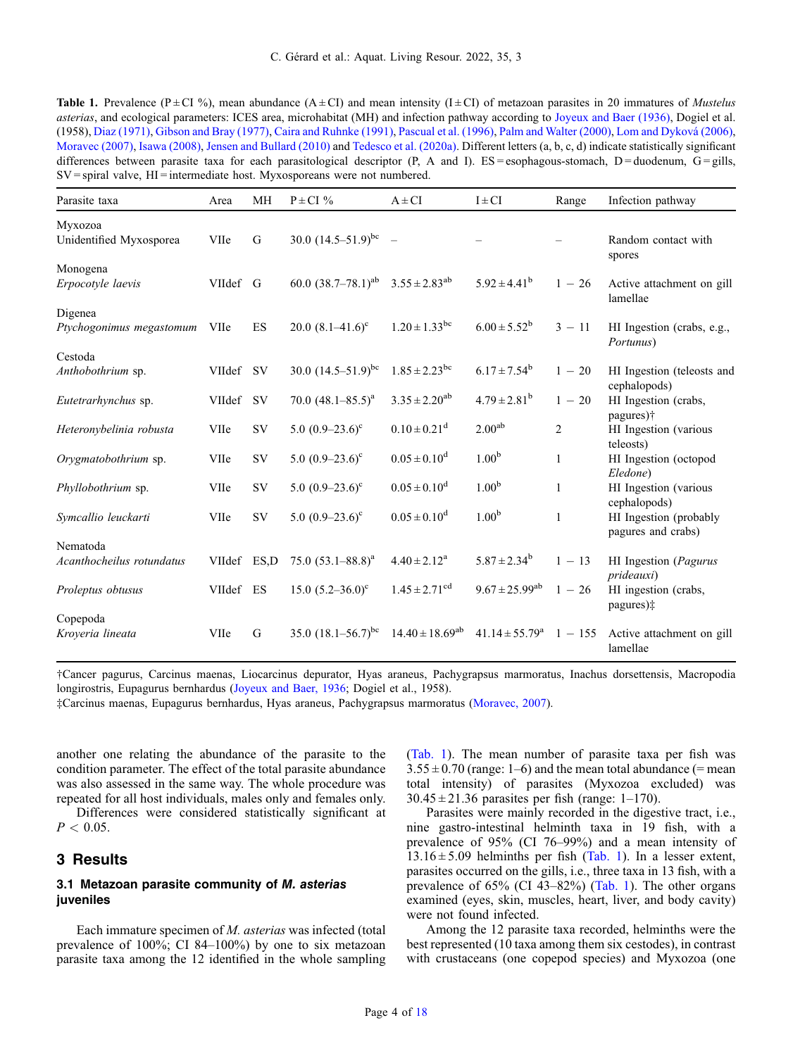**Table 1.** Prevalence (P ± CI %), mean abundance (A ± CI) and mean intensity (I ± CI) of metazoan parasites in 20 immatures of *Mustelus asterias*, and ecological parameters: ICES area, microhabitat (MH) and infection pathway according to Joyeux and Baer (1936), Dogiel et al. (1958), Diaz (1971), Gibson and Bray (1977), Caira and Ruhnke (1991), Pascual et al. (1996), Palm and Walter (2000), Lom and Dyková (2006), Moravec (2007), Isawa (2008), Jensen and Bullard (2010) and Tedesco et al. (2020a). Different letters (a, b, c, d) indicate statistically significant differences between parasite taxa for each parasitological descriptor (P, A and I). ES = esophagous-stomach, D = duodenum, G = gills, SV = spiral valve, HI = intermediate host. Myxosporeans were not numbered.

| Parasite taxa | Area | MH | P ± CI % | A ± CI | I ± CI | Range | Infection pathway |
|---|---|---|---|---|---|---|---|
| Myxozoa | | | | | | | |
| Unidentified Myxosporea | VIIe | G | 30.0 (14.5–51.9)[bc] | – | – | – | Random contact with spores |
| Monogena | | | | | | | |
| *Erpocotyle laevis* | VIIdef | G | 60.0 (38.7–78.1)[ab] | 3.55 ± 2.83[ab] | 5.92 ± 4.41[b] | 1 – 26 | Active attachment on gill lamellae |
| Digenea | | | | | | | |
| *Ptychogonimus megastomum* | VIIe | ES | 20.0 (8.1–41.6)[c] | 1.20 ± 1.33[bc] | 6.00 ± 5.52[b] | 3 – 11 | HI Ingestion (crabs, e.g., *Portunus*) |
| Cestoda | | | | | | | |
| *Anthobothrium* sp. | VIIdef | SV | 30.0 (14.5–51.9)[bc] | 1.85 ± 2.23[bc] | 6.17 ± 7.54[b] | 1 – 20 | HI Ingestion (teleosts and cephalopods) |
| *Eutetrarhynchus* sp. | VIIdef | SV | 70.0 (48.1–85.5)[a] | 3.35 ± 2.20[ab] | 4.79 ± 2.81[b] | 1 – 20 | HI Ingestion (crabs, pagures)† |
| *Heteronybelinia robusta* | VIIe | SV | 5.0 (0.9–23.6)[c] | 0.10 ± 0.21[d] | 2.00[ab] | 2 | HI Ingestion (various teleosts) |
| *Orygmatobothrium* sp. | VIIe | SV | 5.0 (0.9–23.6)[c] | 0.05 ± 0.10[d] | 1.00[b] | 1 | HI Ingestion (octopod *Eledone*) |
| *Phyllobothrium* sp. | VIIe | SV | 5.0 (0.9–23.6)[c] | 0.05 ± 0.10[d] | 1.00[b] | 1 | HI Ingestion (various cephalopods) |
| *Symcallio leuckarti* | VIIe | SV | 5.0 (0.9–23.6)[c] | 0.05 ± 0.10[d] | 1.00[b] | 1 | HI Ingestion (probably pagures and crabs) |
| Nematoda | | | | | | | |
| *Acanthocheilus rotundatus* | VIIdef | ES,D | 75.0 (53.1–88.8)[a] | 4.40 ± 2.12[a] | 5.87 ± 2.34[b] | 1 – 13 | HI Ingestion (*Pagurus prideauxi*) |
| *Proleptus obtusus* | VIIdef | ES | 15.0 (5.2–36.0)[c] | 1.45 ± 2.71[cd] | 9.67 ± 25.99[ab] | 1 – 26 | HI ingestion (crabs, pagures)‡ |
| Copepoda | | | | | | | |
| *Kroyeria lineata* | VIIe | G | 35.0 (18.1–56.7)[bc] | 14.40 ± 18.69[ab] | 41.14 ± 55.79[a] | 1 – 155 | Active attachment on gill lamellae |

†Cancer pagurus, Carcinus maenas, Liocarcinus depurator, Hyas araneus, Pachygrapsus marmoratus, Inachus dorsettensis, Macropodia longirostris, Eupagurus bernhardus (Joyeux and Baer, 1936; Dogiel et al., 1958).
‡Carcinus maenas, Eupagurus bernhardus, Hyas araneus, Pachygrapsus marmoratus (Moravec, 2007).

another one relating the abundance of the parasite to the condition parameter. The effect of the total parasite abundance was also assessed in the same way. The whole procedure was repeated for all host individuals, males only and females only.

Differences were considered statistically significant at $P < 0.05$.

## 3 Results

### 3.1 Metazoan parasite community of *M. asterias* juveniles

Each immature specimen of *M. asterias* was infected (total prevalence of 100%; CI 84–100%) by one to six metazoan parasite taxa among the 12 identified in the whole sampling (Tab. 1). The mean number of parasite taxa per fish was 3.55 ± 0.70 (range: 1–6) and the mean total abundance (= mean total intensity) of parasites (Myxozoa excluded) was 30.45 ± 21.36 parasites per fish (range: 1–170).

Parasites were mainly recorded in the digestive tract, i.e., nine gastro-intestinal helminth taxa in 19 fish, with a prevalence of 95% (CI 76–99%) and a mean intensity of 13.16 ± 5.09 helminths per fish (Tab. 1). In a lesser extent, parasites occurred on the gills, i.e., three taxa in 13 fish, with a prevalence of 65% (CI 43–82%) (Tab. 1). The other organs examined (eyes, skin, muscles, heart, liver, and body cavity) were not found infected.

Among the 12 parasite taxa recorded, helminths were the best represented (10 taxa among them six cestodes), in contrast with crustaceans (one copepod species) and Myxozoa (one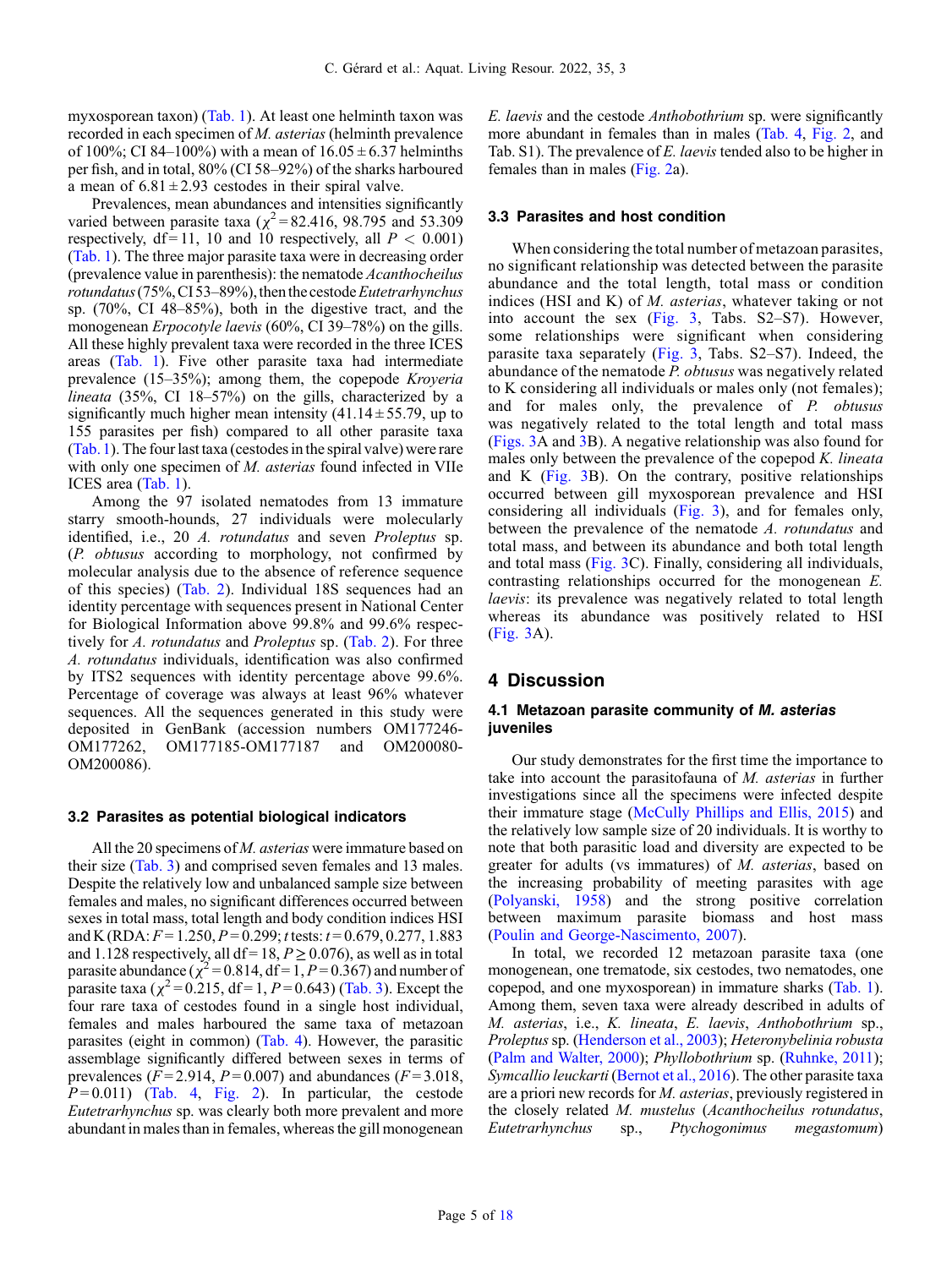myxosporean taxon) (Tab. 1). At least one helminth taxon was recorded in each specimen of *M. asterias* (helminth prevalence of 100%; CI 84–100%) with a mean of $16.05 \pm 6.37$ helminths per fish, and in total, 80% (CI 58–92%) of the sharks harboured a mean of $6.81 \pm 2.93$ cestodes in their spiral valve.

Prevalences, mean abundances and intensities significantly varied between parasite taxa ($\chi^2 = 82.416$, 98.795 and 53.309 respectively, df = 11, 10 and 10 respectively, all $P < 0.001$) (Tab. 1). The three major parasite taxa were in decreasing order (prevalence value in parenthesis): the nematode *Acanthocheilus rotundatus* (75%, CI 53–89%), then the cestode *Eutetrarhynchus* sp. (70%, CI 48–85%), both in the digestive tract, and the monogenean *Erpocotyle laevis* (60%, CI 39–78%) on the gills. All these highly prevalent taxa were recorded in the three ICES areas (Tab. 1). Five other parasite taxa had intermediate prevalence (15–35%); among them, the copepode *Kroyeria lineata* (35%, CI 18–57%) on the gills, characterized by a significantly much higher mean intensity ($41.14 \pm 55.79$, up to 155 parasites per fish) compared to all other parasite taxa (Tab. 1). The four last taxa (cestodes in the spiral valve) were rare with only one specimen of *M. asterias* found infected in VIIe ICES area (Tab. 1).

Among the 97 isolated nematodes from 13 immature starry smooth-hounds, 27 individuals were molecularly identified, i.e., 20 *A. rotundatus* and seven *Proleptus* sp. (*P. obtusus* according to morphology, not confirmed by molecular analysis due to the absence of reference sequence of this species) (Tab. 2). Individual 18S sequences had an identity percentage with sequences present in National Center for Biological Information above 99.8% and 99.6% respectively for *A. rotundatus* and *Proleptus* sp. (Tab. 2). For three *A. rotundatus* individuals, identification was also confirmed by ITS2 sequences with identity percentage above 99.6%. Percentage of coverage was always at least 96% whatever sequences. All the sequences generated in this study were deposited in GenBank (accession numbers OM177246-OM177262, OM177185-OM177187 and OM200080-OM200086).

### 3.2 Parasites as potential biological indicators

All the 20 specimens of *M. asterias* were immature based on their size (Tab. 3) and comprised seven females and 13 males. Despite the relatively low and unbalanced sample size between females and males, no significant differences occurred between sexes in total mass, total length and body condition indices HSI and K (RDA: $F = 1.250$, $P = 0.299$; $t$ tests: $t = 0.679$, 0.277, 1.883 and 1.128 respectively, all df = 18, $P \geq 0.076$), as well as in total parasite abundance ($\chi^2 = 0.814$, df = 1, $P = 0.367$) and number of parasite taxa ($\chi^2 = 0.215$, df = 1, $P = 0.643$) (Tab. 3). Except the four rare taxa of cestodes found in a single host individual, females and males harboured the same taxa of metazoan parasites (eight in common) (Tab. 4). However, the parasitic assemblage significantly differed between sexes in terms of prevalences ($F = 2.914$, $P = 0.007$) and abundances ($F = 3.018$, $P = 0.011$) (Tab. 4, Fig. 2). In particular, the cestode *Eutetrarhynchus* sp. was clearly both more prevalent and more abundant in males than in females, whereas the gill monogenean *E. laevis* and the cestode *Anthobothrium* sp. were significantly more abundant in females than in males (Tab. 4, Fig. 2, and Tab. S1). The prevalence of *E. laevis* tended also to be higher in females than in males (Fig. 2a).

### 3.3 Parasites and host condition

When considering the total number of metazoan parasites, no significant relationship was detected between the parasite abundance and the total length, total mass or condition indices (HSI and K) of *M. asterias*, whatever taking or not into account the sex (Fig. 3, Tabs. S2–S7). However, some relationships were significant when considering parasite taxa separately (Fig. 3, Tabs. S2–S7). Indeed, the abundance of the nematode *P. obtusus* was negatively related to K considering all individuals or males only (not females); and for males only, the prevalence of *P. obtusus* was negatively related to the total length and total mass (Figs. 3A and 3B). A negative relationship was also found for males only between the prevalence of the copepod *K. lineata* and K (Fig. 3B). On the contrary, positive relationships occurred between gill myxosporean prevalence and HSI considering all individuals (Fig. 3), and for females only, between the prevalence of the nematode *A. rotundatus* and total mass, and between its abundance and both total length and total mass (Fig. 3C). Finally, considering all individuals, contrasting relationships occurred for the monogenean *E. laevis*: its prevalence was negatively related to total length whereas its abundance was positively related to HSI (Fig. 3A).

## 4 Discussion

### 4.1 Metazoan parasite community of *M. asterias* juveniles

Our study demonstrates for the first time the importance to take into account the parasitofauna of *M. asterias* in further investigations since all the specimens were infected despite their immature stage (McCully Phillips and Ellis, 2015) and the relatively low sample size of 20 individuals. It is worthy to note that both parasitic load and diversity are expected to be greater for adults (vs immatures) of *M. asterias*, based on the increasing probability of meeting parasites with age (Polyanski, 1958) and the strong positive correlation between maximum parasite biomass and host mass (Poulin and George-Nascimento, 2007).

In total, we recorded 12 metazoan parasite taxa (one monogenean, one trematode, six cestodes, two nematodes, one copepod, and one myxosporean) in immature sharks (Tab. 1). Among them, seven taxa were already described in adults of *M. asterias*, i.e., *K. lineata*, *E. laevis*, *Anthobothrium* sp., *Proleptus* sp. (Henderson et al., 2003); *Heteronybelinia robusta* (Palm and Walter, 2000); *Phyllobothrium* sp. (Ruhnke, 2011); *Symcallio leuckarti* (Bernot et al., 2016). The other parasite taxa are a priori new records for *M. asterias*, previously registered in the closely related *M. mustelus* (*Acanthocheilus rotundatus*, *Eutetrarhynchus* sp., *Ptychogonimus megastomum*)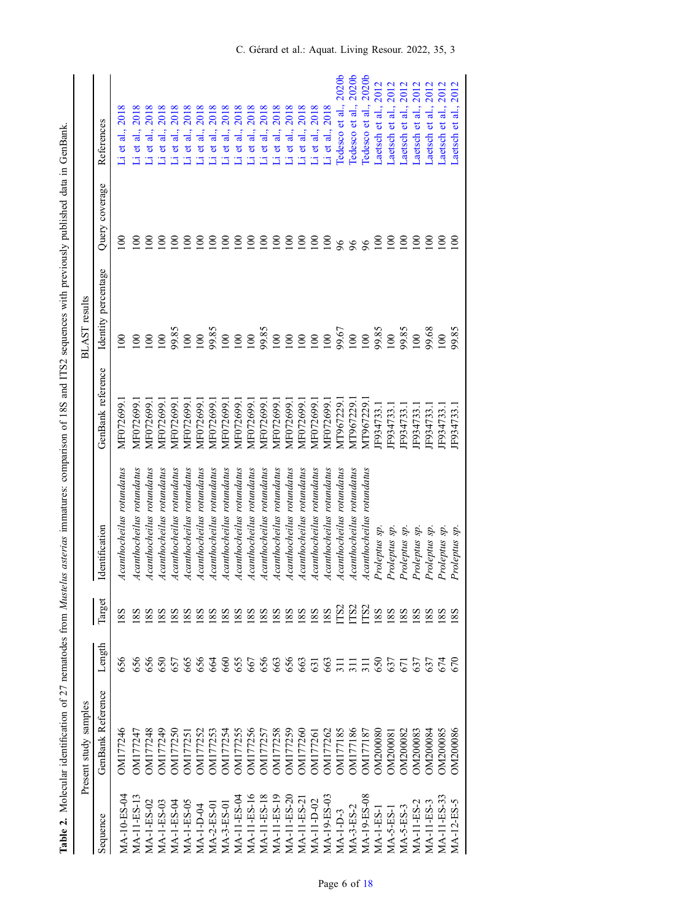**Table 2.** Molecular identification of 27 nematodes from *Mustelus asterias* immatures: comparison of 18S and ITS2 sequences with previously published data in GenBank.

| Present study samples | | | | | BLAST results | | | |
|---|---|---|---|---|---|---|---|---|
| Sequence | GenBank Reference | Length | Target | Identification | GenBank reference | Identity percentage | Query coverage | References |
| MA-10-ES-04 | OM177246 | 656 | 18S | *Acanthocheilus rotundatus* | MF072699.1 | 100 | 100 | Li et al., 2018 |
| MA-11-ES-13 | OM177247 | 656 | 18S | *Acanthocheilus rotundatus* | MF072699.1 | 100 | 100 | Li et al., 2018 |
| MA-1-ES-02 | OM177248 | 656 | 18S | *Acanthocheilus rotundatus* | MF072699.1 | 100 | 100 | Li et al., 2018 |
| MA-1-ES-03 | OM177249 | 650 | 18S | *Acanthocheilus rotundatus* | MF072699.1 | 100 | 100 | Li et al., 2018 |
| MA-1-ES-04 | OM177250 | 657 | 18S | *Acanthocheilus rotundatus* | MF072699.1 | 99.85 | 100 | Li et al., 2018 |
| MA-1-ES-05 | OM177251 | 665 | 18S | *Acanthocheilus rotundatus* | MF072699.1 | 100 | 100 | Li et al., 2018 |
| MA-1-D-04 | OM177252 | 656 | 18S | *Acanthocheilus rotundatus* | MF072699.1 | 100 | 100 | Li et al., 2018 |
| MA-2-ES-01 | OM177253 | 664 | 18S | *Acanthocheilus rotundatus* | MF072699.1 | 99.85 | 100 | Li et al., 2018 |
| MA-3-ES-01 | OM177254 | 660 | 18S | *Acanthocheilus rotundatus* | MF072699.1 | 100 | 100 | Li et al., 2018 |
| MA-11-ES-04 | OM177255 | 655 | 18S | *Acanthocheilus rotundatus* | MF072699.1 | 100 | 100 | Li et al., 2018 |
| MA-11-ES-16 | OM177256 | 667 | 18S | *Acanthocheilus rotundatus* | MF072699.1 | 100 | 100 | Li et al., 2018 |
| MA-11-ES-18 | OM177257 | 656 | 18S | *Acanthocheilus rotundatus* | MF072699.1 | 99.85 | 100 | Li et al., 2018 |
| MA-11-ES-19 | OM177258 | 663 | 18S | *Acanthocheilus rotundatus* | MF072699.1 | 100 | 100 | Li et al., 2018 |
| MA-11-ES-20 | OM177259 | 656 | 18S | *Acanthocheilus rotundatus* | MF072699.1 | 100 | 100 | Li et al., 2018 |
| MA-11-ES-21 | OM177260 | 663 | 18S | *Acanthocheilus rotundatus* | MF072699.1 | 100 | 100 | Li et al., 2018 |
| MA-11-D-02 | OM177261 | 631 | 18S | *Acanthocheilus rotundatus* | MF072699.1 | 100 | 100 | Li et al., 2018 |
| MA-19-ES-03 | OM177262 | 663 | 18S | *Acanthocheilus rotundatus* | MF072699.1 | 100 | 100 | Li et al., 2018 |
| MA-1-D-3 | OM177185 | 311 | ITS2 | *Acanthocheilus rotundatus* | MT967229.1 | 99.67 | 96 | Tedesco et al., 2020b |
| MA-3-ES-2 | OM177186 | 311 | ITS2 | *Acanthocheilus rotundatus* | MT967229.1 | 100 | 96 | Tedesco et al., 2020b |
| MA-19-ES-08 | OM177187 | 311 | ITS2 | *Acanthocheilus rotundatus* | MT967229.1 | 100 | 96 | Tedesco et al., 2020b |
| MA-1-ES-1 | OM200080 | 650 | 18S | *Proleptus sp.* | JF934733.1 | 99.85 | 100 | Laetsch et al., 2012 |
| MA-5-ES-1 | OM200081 | 637 | 18S | *Proleptus sp.* | JF934733.1 | 100 | 100 | Laetsch et al., 2012 |
| MA-5-ES-3 | OM200082 | 671 | 18S | *Proleptus sp.* | JF934733.1 | 99.85 | 100 | Laetsch et al., 2012 |
| MA-11-ES-2 | OM200083 | 637 | 18S | *Proleptus sp.* | JF934733.1 | 100 | 100 | Laetsch et al., 2012 |
| MA-11-ES-3 | OM200084 | 637 | 18S | *Proleptus sp.* | JF934733.1 | 99.68 | 100 | Laetsch et al., 2012 |
| MA-11-ES-33 | OM200085 | 674 | 18S | *Proleptus sp.* | JF934733.1 | 100 | 100 | Laetsch et al., 2012 |
| MA-12-ES-5 | OM200086 | 670 | 18S | *Proleptus sp.* | JF934733.1 | 99.85 | 100 | Laetsch et al., 2012 |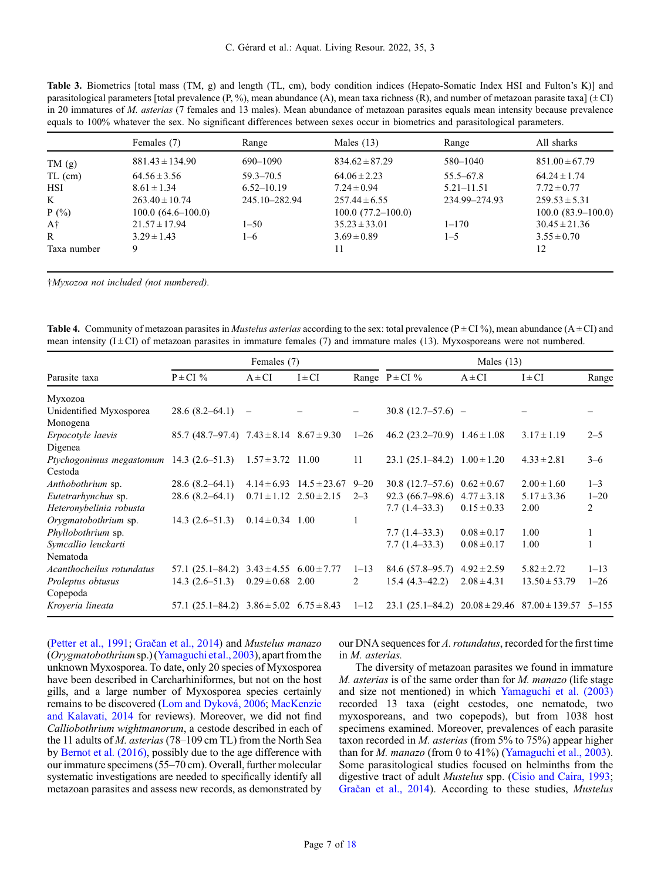**Table 3.** Biometrics [total mass (TM, g) and length (TL, cm), body condition indices (Hepato-Somatic Index HSI and Fulton's K)] and parasitological parameters [total prevalence (P, %), mean abundance (A), mean taxa richness (R), and number of metazoan parasite taxa] (± CI) in 20 immatures of *M. asterias* (7 females and 13 males). Mean abundance of metazoan parasites equals mean intensity because prevalence equals to 100% whatever the sex. No significant differences between sexes occur in biometrics and parasitological parameters.

| | Females (7) | Range | Males (13) | Range | All sharks |
|---|---|---|---|---|---|
| TM (g) | 881.43 ± 134.90 | 690–1090 | 834.62 ± 87.29 | 580–1040 | 851.00 ± 67.79 |
| TL (cm) | 64.56 ± 3.56 | 59.3–70.5 | 64.06 ± 2.23 | 55.5–67.8 | 64.24 ± 1.74 |
| HSI | 8.61 ± 1.34 | 6.52–10.19 | 7.24 ± 0.94 | 5.21–11.51 | 7.72 ± 0.77 |
| K | 263.40 ± 10.74 | 245.10–282.94 | 257.44 ± 6.55 | 234.99–274.93 | 259.53 ± 5.31 |
| P (%) | 100.0 (64.6–100.0) | | 100.0 (77.2–100.0) | | 100.0 (83.9–100.0) |
| A† | 21.57 ± 17.94 | 1–50 | 35.23 ± 33.01 | 1–170 | 30.45 ± 21.36 |
| R | 3.29 ± 1.43 | 1–6 | 3.69 ± 0.89 | 1–5 | 3.55 ± 0.70 |
| Taxa number | 9 | | 11 | | 12 |

†*Myxozoa not included (not numbered).*

**Table 4.** Community of metazoan parasites in *Mustelus asterias* according to the sex: total prevalence (P ± CI %), mean abundance (A ± CI) and mean intensity (I ± CI) of metazoan parasites in immature females (7) and immature males (13). Myxosporeans were not numbered.

| | Females (7) | | | | Males (13) | | | |
|---|---|---|---|---|---|---|---|---|
| Parasite taxa | P ± CI % | A ± CI | I ± CI | Range | P ± CI % | A ± CI | I ± CI | Range |
| Myxozoa | | | | | | | | |
| Unidentified Myxosporea | 28.6 (8.2–64.1) | – | – | – | 30.8 (12.7–57.6) | – | – | – |
| Monogena | | | | | | | | |
| *Erpocotyle laevis* | 85.7 (48.7–97.4) | 7.43 ± 8.14 | 8.67 ± 9.30 | 1–26 | 46.2 (23.2–70.9) | 1.46 ± 1.08 | 3.17 ± 1.19 | 2–5 |
| Digenea | | | | | | | | |
| *Ptychogonimus megastomum* | 14.3 (2.6–51.3) | 1.57 ± 3.72 | 11.00 | 11 | 23.1 (25.1–84.2) | 1.00 ± 1.20 | 4.33 ± 2.81 | 3–6 |
| Cestoda | | | | | | | | |
| *Anthobothrium* sp. | 28.6 (8.2–64.1) | 4.14 ± 6.93 | 14.5 ± 23.67 | 9–20 | 30.8 (12.7–57.6) | 0.62 ± 0.67 | 2.00 ± 1.60 | 1–3 |
| *Eutetrarhynchus* sp. | 28.6 (8.2–64.1) | 0.71 ± 1.12 | 2.50 ± 2.15 | 2–3 | 92.3 (66.7–98.6) | 4.77 ± 3.18 | 5.17 ± 3.36 | 1–20 |
| *Heteronybelinia robusta* | | | | | 7.7 (1.4–33.3) | 0.15 ± 0.33 | 2.00 | 2 |
| *Orygmatobothrium* sp. | 14.3 (2.6–51.3) | 0.14 ± 0.34 | 1.00 | 1 | | | | |
| *Phyllobothrium* sp. | | | | | 7.7 (1.4–33.3) | 0.08 ± 0.17 | 1.00 | 1 |
| *Symcallio leuckarti* | | | | | 7.7 (1.4–33.3) | 0.08 ± 0.17 | 1.00 | 1 |
| Nematoda | | | | | | | | |
| *Acanthocheilus rotundatus* | 57.1 (25.1–84.2) | 3.43 ± 4.55 | 6.00 ± 7.77 | 1–13 | 84.6 (57.8–95.7) | 4.92 ± 2.59 | 5.82 ± 2.72 | 1–13 |
| *Proleptus obtusus* | 14.3 (2.6–51.3) | 0.29 ± 0.68 | 2.00 | 2 | 15.4 (4.3–42.2) | 2.08 ± 4.31 | 13.50 ± 53.79 | 1–26 |
| Copepoda | | | | | | | | |
| *Kroyeria lineata* | 57.1 (25.1–84.2) | 3.86 ± 5.02 | 6.75 ± 8.43 | 1–12 | 23.1 (25.1–84.2) | 20.08 ± 29.46 | 87.00 ± 139.57 | 5–155 |

(Petter et al., 1991; Gračan et al., 2014) and *Mustelus manazo* (*Orygmatobothrium* sp.) (Yamaguchi et al., 2003), apart from the unknown Myxosporea. To date, only 20 species of Myxosporea have been described in Carcharhiniformes, but not on the host gills, and a large number of Myxosporea species certainly remains to be discovered (Lom and Dyková, 2006; MacKenzie and Kalavati, 2014 for reviews). Moreover, we did not find *Calliobothrium wightmanorum*, a cestode described in each of the 11 adults of *M. asterias* (78–109 cm TL) from the North Sea by Bernot et al. (2016), possibly due to the age difference with our immature specimens (55–70 cm). Overall, further molecular systematic investigations are needed to specifically identify all metazoan parasites and assess new records, as demonstrated by our DNA sequences for *A. rotundatus*, recorded for the first time in *M. asterias*.

The diversity of metazoan parasites we found in immature *M. asterias* is of the same order than for *M. manazo* (life stage and size not mentioned) in which Yamaguchi et al. (2003) recorded 13 taxa (eight cestodes, one nematode, two myxosporeans, and two copepods), but from 1038 host specimens examined. Moreover, prevalences of each parasite taxon recorded in *M. asterias* (from 5% to 75%) appear higher than for *M. manazo* (from 0 to 41%) (Yamaguchi et al., 2003). Some parasitological studies focused on helminths from the digestive tract of adult *Mustelus* spp. (Cisio and Caira, 1993; Gračan et al., 2014). According to these studies, *Mustelus*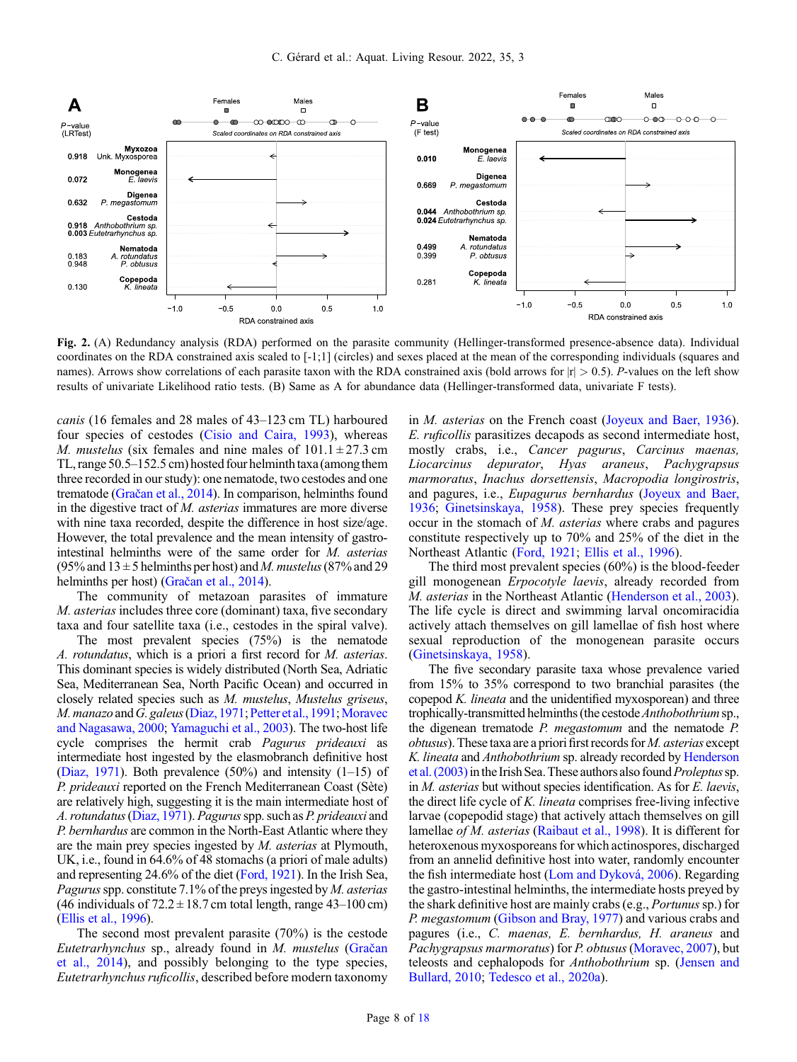**Fig. 2.** (A) Redundancy analysis (RDA) performed on the parasite community (Hellinger-transformed presence-absence data). Individual coordinates on the RDA constrained axis scaled to [-1;1] (circles) and sexes placed at the mean of the corresponding individuals (squares and names). Arrows show correlations of each parasite taxon with the RDA constrained axis (bold arrows for |r| > 0.5). *P*-values on the left show results of univariate Likelihood ratio tests. (B) Same as A for abundance data (Hellinger-transformed data, univariate F tests).

*canis* (16 females and 28 males of 43–123 cm TL) harboured four species of cestodes (Cisio and Caira, 1993), whereas *M. mustelus* (six females and nine males of 101.1 ± 27.3 cm TL, range 50.5–152.5 cm) hosted four helminth taxa (among them three recorded in our study): one nematode, two cestodes and one trematode (Gračan et al., 2014). In comparison, helminths found in the digestive tract of *M. asterias* immatures are more diverse with nine taxa recorded, despite the difference in host size/age. However, the total prevalence and the mean intensity of gastro-intestinal helminths were of the same order for *M. asterias* (95% and 13 ± 5 helminths per host) and *M. mustelus* (87% and 29 helminths per host) (Gračan et al., 2014).

The community of metazoan parasites of immature *M. asterias* includes three core (dominant) taxa, five secondary taxa and four satellite taxa (i.e., cestodes in the spiral valve).

The most prevalent species (75%) is the nematode *A. rotundatus*, which is a priori a first record for *M. asterias*. This dominant species is widely distributed (North Sea, Adriatic Sea, Mediterranean Sea, North Pacific Ocean) and occurred in closely related species such as *M. mustelus*, *Mustelus griseus*, *M. manazo* and *G. galeus* (Diaz, 1971; Petter et al., 1991; Moravec and Nagasawa, 2000; Yamaguchi et al., 2003). The two-host life cycle comprises the hermit crab *Pagurus prideauxi* as intermediate host ingested by the elasmobranch definitive host (Diaz, 1971). Both prevalence (50%) and intensity (1–15) of *P. prideauxi* reported on the French Mediterranean Coast (Sète) are relatively high, suggesting it is the main intermediate host of *A. rotundatus* (Diaz, 1971). *Pagurus* spp. such as *P. prideauxi* and *P. bernhardus* are common in the North-East Atlantic where they are the main prey species ingested by *M. asterias* at Plymouth, UK, i.e., found in 64.6% of 48 stomachs (a priori of male adults) and representing 24.6% of the diet (Ford, 1921). In the Irish Sea, *Pagurus* spp. constitute 7.1% of the preys ingested by *M. asterias* (46 individuals of 72.2 ± 18.7 cm total length, range 43–100 cm) (Ellis et al., 1996).

The second most prevalent parasite (70%) is the cestode *Eutetrarhynchus* sp., already found in *M. mustelus* (Gračan et al., 2014), and possibly belonging to the type species, *Eutetrarhynchus ruficollis*, described before modern taxonomy in *M. asterias* on the French coast (Joyeux and Baer, 1936). *E. ruficollis* parasitizes decapods as second intermediate host, mostly crabs, i.e., *Cancer pagurus*, *Carcinus maenas, Liocarcinus depurator*, *Hyas araneus*, *Pachygrapsus marmoratus*, *Inachus dorsettensis*, *Macropodia longirostris*, and pagures, i.e., *Eupagurus bernhardus* (Joyeux and Baer, 1936; Ginetsinskaya, 1958). These prey species frequently occur in the stomach of *M. asterias* where crabs and pagures constitute respectively up to 70% and 25% of the diet in the Northeast Atlantic (Ford, 1921; Ellis et al., 1996).

The third most prevalent species (60%) is the blood-feeder gill monogenean *Erpocotyle laevis*, already recorded from *M. asterias* in the Northeast Atlantic (Henderson et al., 2003). The life cycle is direct and swimming larval oncomiracidia actively attach themselves on gill lamellae of fish host where sexual reproduction of the monogenean parasite occurs (Ginetsinskaya, 1958).

The five secondary parasite taxa whose prevalence varied from 15% to 35% correspond to two branchial parasites (the copepod *K. lineata* and the unidentified myxosporean) and three trophically-transmitted helminths (the cestode *Anthobothrium* sp., the digenean trematode *P. megastomum* and the nematode *P. obtusus*). These taxa are a priori first records for *M. asterias* except *K. lineata* and *Anthobothrium* sp. already recorded by Henderson et al. (2003) in the Irish Sea. These authors also found *Proleptus* sp. in *M. asterias* but without species identification. As for *E. laevis*, the direct life cycle of *K. lineata* comprises free-living infective larvae (copepodid stage) that actively attach themselves on gill lamellae *of M. asterias* (Raibaut et al., 1998). It is different for heteroxenous myxosporeans for which actinospores, discharged from an annelid definitive host into water, randomly encounter the fish intermediate host (Lom and Dyková, 2006). Regarding the gastro-intestinal helminths, the intermediate hosts preyed by the shark definitive host are mainly crabs (e.g., *Portunus* sp.) for *P. megastomum* (Gibson and Bray, 1977) and various crabs and pagures (i.e., *C. maenas, E. bernhardus, H. araneus* and *Pachygrapsus marmoratus*) for *P. obtusus* (Moravec, 2007), but teleosts and cephalopods for *Anthobothrium* sp. (Jensen and Bullard, 2010; Tedesco et al., 2020a).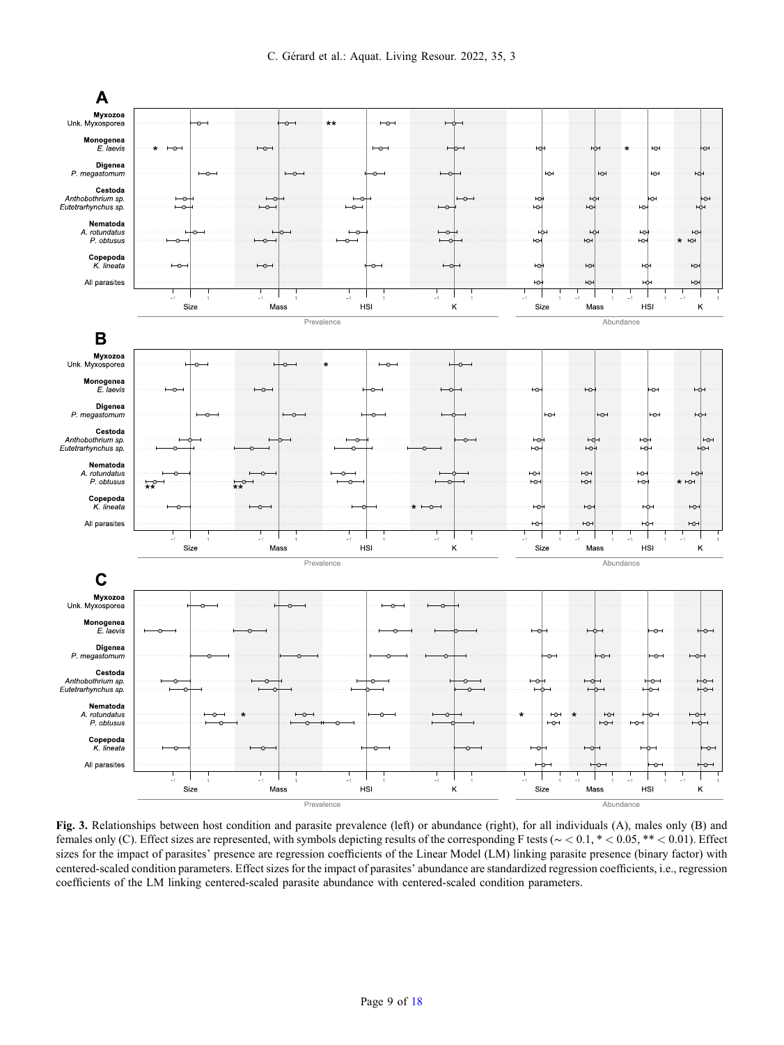**Fig. 3.** Relationships between host condition and parasite prevalence (left) or abundance (right), for all individuals (A), males only (B) and females only (C). Effect sizes are represented, with symbols depicting results of the corresponding F tests (~ < 0.1, * < 0.05, ** < 0.01). Effect sizes for the impact of parasites' presence are regression coefficients of the Linear Model (LM) linking parasite presence (binary factor) with centered-scaled condition parameters. Effect sizes for the impact of parasites' abundance are standardized regression coefficients, i.e., regression coefficients of the LM linking centered-scaled parasite abundance with centered-scaled condition parameters.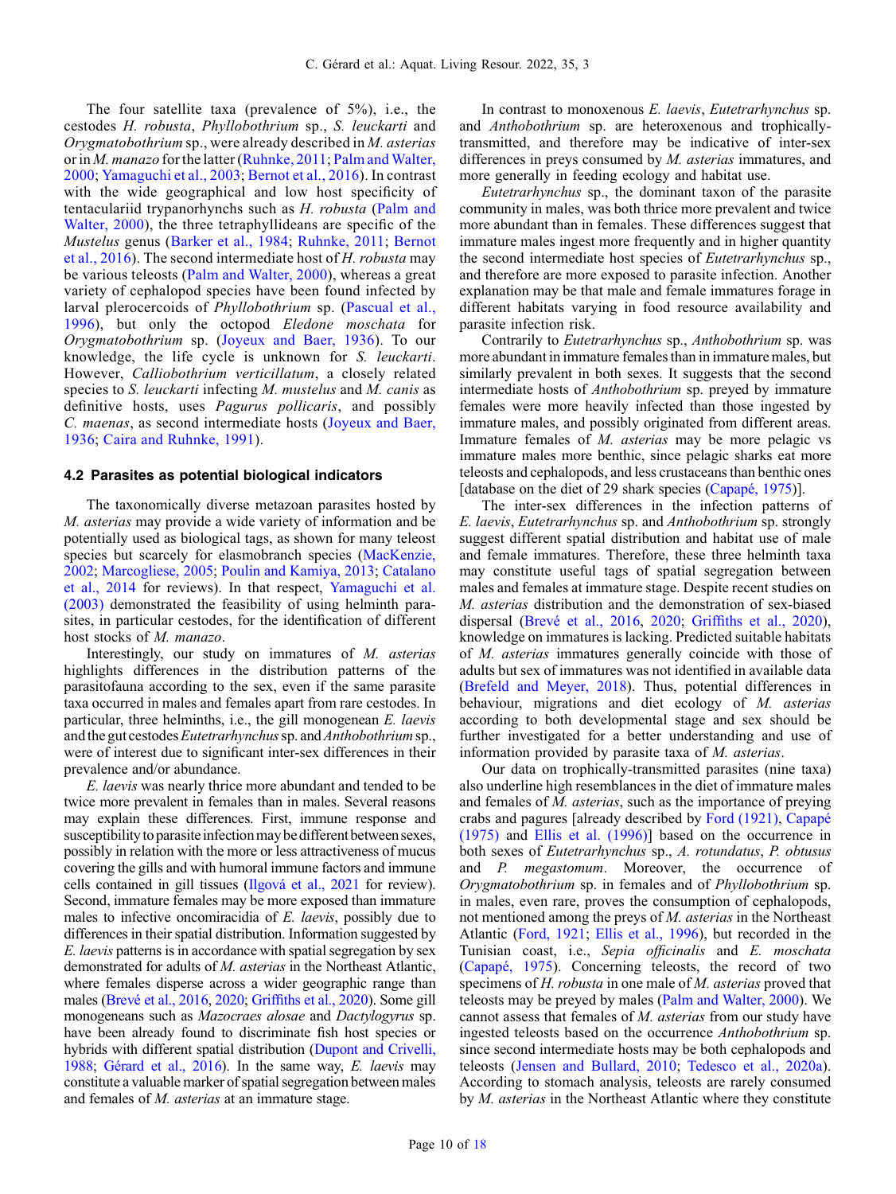The four satellite taxa (prevalence of 5%), i.e., the cestodes *H. robusta*, *Phyllobothrium* sp., *S. leuckarti* and *Orygmatobothrium* sp., were already described in *M. asterias* or in *M. manazo* for the latter (Ruhnke, 2011; Palm and Walter, 2000; Yamaguchi et al., 2003; Bernot et al., 2016). In contrast with the wide geographical and low host specificity of tentaculariid trypanorhynchs such as *H. robusta* (Palm and Walter, 2000), the three tetraphyllideans are specific of the *Mustelus* genus (Barker et al., 1984; Ruhnke, 2011; Bernot et al., 2016). The second intermediate host of *H. robusta* may be various teleosts (Palm and Walter, 2000), whereas a great variety of cephalopod species have been found infected by larval plerocercoids of *Phyllobothrium* sp. (Pascual et al., 1996), but only the octopod *Eledone moschata* for *Orygmatobothrium* sp. (Joyeux and Baer, 1936). To our knowledge, the life cycle is unknown for *S. leuckarti*. However, *Calliobothrium verticillatum*, a closely related species to *S. leuckarti* infecting *M. mustelus* and *M. canis* as definitive hosts, uses *Pagurus pollicaris*, and possibly *C. maenas*, as second intermediate hosts (Joyeux and Baer, 1936; Caira and Ruhnke, 1991).

### 4.2 Parasites as potential biological indicators

The taxonomically diverse metazoan parasites hosted by *M. asterias* may provide a wide variety of information and be potentially used as biological tags, as shown for many teleost species but scarcely for elasmobranch species (MacKenzie, 2002; Marcogliese, 2005; Poulin and Kamiya, 2013; Catalano et al., 2014 for reviews). In that respect, Yamaguchi et al. (2003) demonstrated the feasibility of using helminth parasites, in particular cestodes, for the identification of different host stocks of *M. manazo*.

Interestingly, our study on immatures of *M. asterias* highlights differences in the distribution patterns of the parasitofauna according to the sex, even if the same parasite taxa occurred in males and females apart from rare cestodes. In particular, three helminths, i.e., the gill monogenean *E. laevis* and the gut cestodes *Eutetrarhynchus* sp. and *Anthobothrium* sp., were of interest due to significant inter-sex differences in their prevalence and/or abundance.

*E. laevis* was nearly thrice more abundant and tended to be twice more prevalent in females than in males. Several reasons may explain these differences. First, immune response and susceptibility to parasite infection may be different between sexes, possibly in relation with the more or less attractiveness of mucus covering the gills and with humoral immune factors and immune cells contained in gill tissues (Ilgová et al., 2021 for review). Second, immature females may be more exposed than immature males to infective oncomiracidia of *E. laevis*, possibly due to differences in their spatial distribution. Information suggested by *E. laevis* patterns is in accordance with spatial segregation by sex demonstrated for adults of *M. asterias* in the Northeast Atlantic, where females disperse across a wider geographic range than males (Brevé et al., 2016, 2020; Griffiths et al., 2020). Some gill monogeneans such as *Mazocraes alosae* and *Dactylogyrus* sp. have been already found to discriminate fish host species or hybrids with different spatial distribution (Dupont and Crivelli, 1988; Gérard et al., 2016). In the same way, *E. laevis* may constitute a valuable marker of spatial segregation between males and females of *M. asterias* at an immature stage.

In contrast to monoxenous *E. laevis*, *Eutetrarhynchus* sp. and *Anthobothrium* sp. are heteroxenous and trophically-transmitted, and therefore may be indicative of inter-sex differences in preys consumed by *M. asterias* immatures, and more generally in feeding ecology and habitat use.

*Eutetrarhynchus* sp., the dominant taxon of the parasite community in males, was both thrice more prevalent and twice more abundant than in females. These differences suggest that immature males ingest more frequently and in higher quantity the second intermediate host species of *Eutetrarhynchus* sp., and therefore are more exposed to parasite infection. Another explanation may be that male and female immatures forage in different habitats varying in food resource availability and parasite infection risk.

Contrarily to *Eutetrarhynchus* sp., *Anthobothrium* sp. was more abundant in immature females than in immature males, but similarly prevalent in both sexes. It suggests that the second intermediate hosts of *Anthobothrium* sp. preyed by immature females were more heavily infected than those ingested by immature males, and possibly originated from different areas. Immature females of *M. asterias* may be more pelagic vs immature males more benthic, since pelagic sharks eat more teleosts and cephalopods, and less crustaceans than benthic ones [database on the diet of 29 shark species (Capapé, 1975)].

The inter-sex differences in the infection patterns of *E. laevis*, *Eutetrarhynchus* sp. and *Anthobothrium* sp. strongly suggest different spatial distribution and habitat use of male and female immatures. Therefore, these three helminth taxa may constitute useful tags of spatial segregation between males and females at immature stage. Despite recent studies on *M. asterias* distribution and the demonstration of sex-biased dispersal (Brevé et al., 2016, 2020; Griffiths et al., 2020), knowledge on immatures is lacking. Predicted suitable habitats of *M. asterias* immatures generally coincide with those of adults but sex of immatures was not identified in available data (Brefeld and Meyer, 2018). Thus, potential differences in behaviour, migrations and diet ecology of *M. asterias* according to both developmental stage and sex should be further investigated for a better understanding and use of information provided by parasite taxa of *M. asterias*.

Our data on trophically-transmitted parasites (nine taxa) also underline high resemblances in the diet of immature males and females of *M. asterias*, such as the importance of preying crabs and pagures [already described by Ford (1921), Capapé (1975) and Ellis et al. (1996)] based on the occurrence in both sexes of *Eutetrarhynchus* sp., *A. rotundatus*, *P. obtusus* and *P. megastomum*. Moreover, the occurrence of *Orygmatobothrium* sp. in females and of *Phyllobothrium* sp. in males, even rare, proves the consumption of cephalopods, not mentioned among the preys of *M. asterias* in the Northeast Atlantic (Ford, 1921; Ellis et al., 1996), but recorded in the Tunisian coast, i.e., *Sepia officinalis* and *E. moschata* (Capapé, 1975). Concerning teleosts, the record of two specimens of *H. robusta* in one male of *M. asterias* proved that teleosts may be preyed by males (Palm and Walter, 2000). We cannot assess that females of *M. asterias* from our study have ingested teleosts based on the occurrence *Anthobothrium* sp. since second intermediate hosts may be both cephalopods and teleosts (Jensen and Bullard, 2010; Tedesco et al., 2020a). According to stomach analysis, teleosts are rarely consumed by *M. asterias* in the Northeast Atlantic where they constitute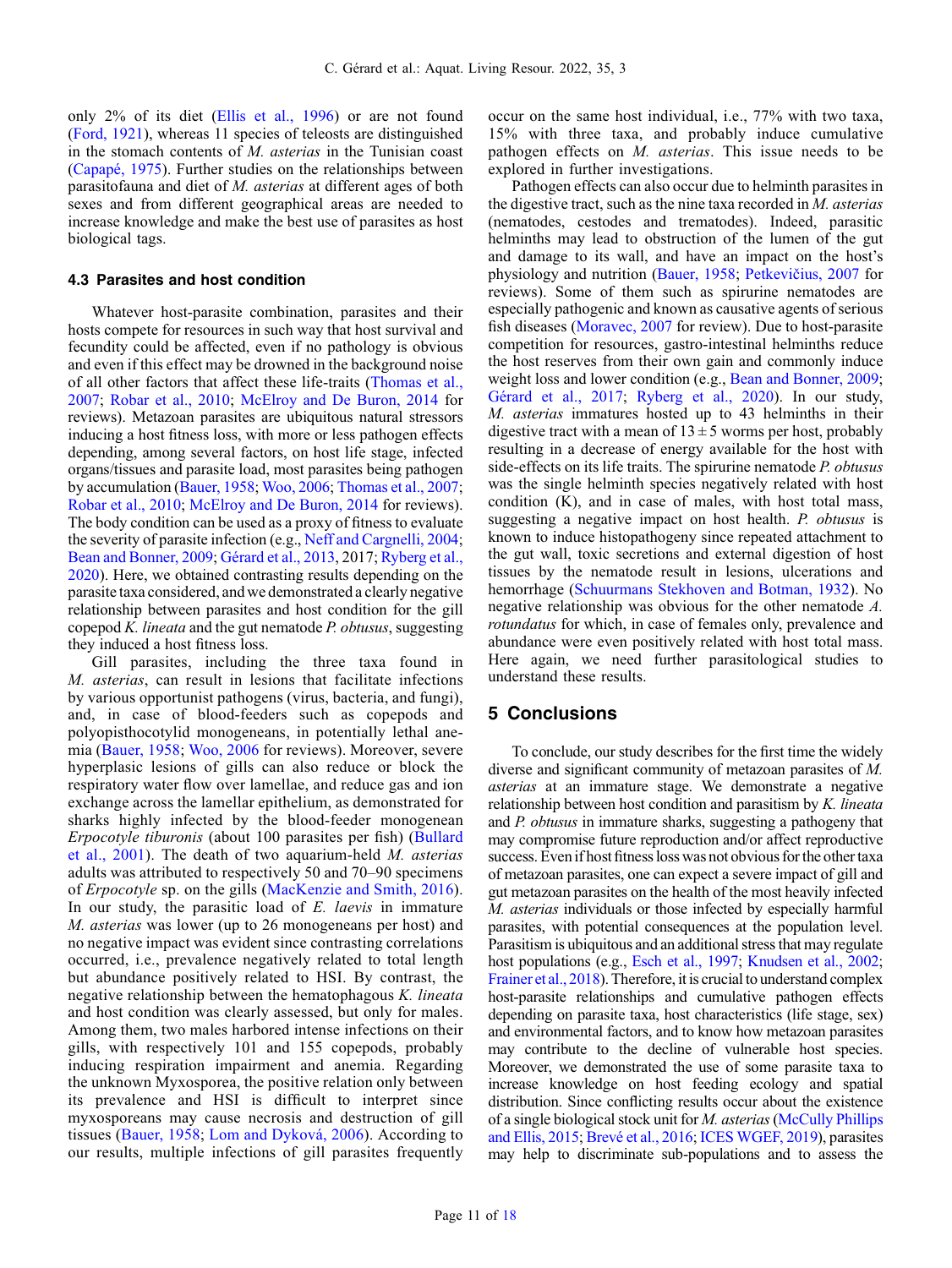only 2% of its diet (Ellis et al., 1996) or are not found (Ford, 1921), whereas 11 species of teleosts are distinguished in the stomach contents of *M. asterias* in the Tunisian coast (Capapé, 1975). Further studies on the relationships between parasitofauna and diet of *M. asterias* at different ages of both sexes and from different geographical areas are needed to increase knowledge and make the best use of parasites as host biological tags.

### 4.3 Parasites and host condition

Whatever host-parasite combination, parasites and their hosts compete for resources in such way that host survival and fecundity could be affected, even if no pathology is obvious and even if this effect may be drowned in the background noise of all other factors that affect these life-traits (Thomas et al., 2007; Robar et al., 2010; McElroy and De Buron, 2014 for reviews). Metazoan parasites are ubiquitous natural stressors inducing a host fitness loss, with more or less pathogen effects depending, among several factors, on host life stage, infected organs/tissues and parasite load, most parasites being pathogen by accumulation (Bauer, 1958; Woo, 2006; Thomas et al., 2007; Robar et al., 2010; McElroy and De Buron, 2014 for reviews). The body condition can be used as a proxy of fitness to evaluate the severity of parasite infection (e.g., Neff and Cargnelli, 2004; Bean and Bonner, 2009; Gérard et al., 2013, 2017; Ryberg et al., 2020). Here, we obtained contrasting results depending on the parasite taxa considered, and we demonstrated a clearly negative relationship between parasites and host condition for the gill copepod *K. lineata* and the gut nematode *P. obtusus*, suggesting they induced a host fitness loss.

Gill parasites, including the three taxa found in *M. asterias*, can result in lesions that facilitate infections by various opportunist pathogens (virus, bacteria, and fungi), and, in case of blood-feeders such as copepods and polyopisthocotylid monogeneans, in potentially lethal anemia (Bauer, 1958; Woo, 2006 for reviews). Moreover, severe hyperplasic lesions of gills can also reduce or block the respiratory water flow over lamellae, and reduce gas and ion exchange across the lamellar epithelium, as demonstrated for sharks highly infected by the blood-feeder monogenean *Erpocotyle tiburonis* (about 100 parasites per fish) (Bullard et al., 2001). The death of two aquarium-held *M. asterias* adults was attributed to respectively 50 and 70–90 specimens of *Erpocotyle* sp. on the gills (MacKenzie and Smith, 2016). In our study, the parasitic load of *E. laevis* in immature *M. asterias* was lower (up to 26 monogeneans per host) and no negative impact was evident since contrasting correlations occurred, i.e., prevalence negatively related to total length but abundance positively related to HSI. By contrast, the negative relationship between the hematophagous *K. lineata* and host condition was clearly assessed, but only for males. Among them, two males harbored intense infections on their gills, with respectively 101 and 155 copepods, probably inducing respiration impairment and anemia. Regarding the unknown Myxosporea, the positive relation only between its prevalence and HSI is difficult to interpret since myxosporeans may cause necrosis and destruction of gill tissues (Bauer, 1958; Lom and Dyková, 2006). According to our results, multiple infections of gill parasites frequently occur on the same host individual, i.e., 77% with two taxa, 15% with three taxa, and probably induce cumulative pathogen effects on *M. asterias*. This issue needs to be explored in further investigations.

Pathogen effects can also occur due to helminth parasites in the digestive tract, such as the nine taxa recorded in *M. asterias* (nematodes, cestodes and trematodes). Indeed, parasitic helminths may lead to obstruction of the lumen of the gut and damage to its wall, and have an impact on the host's physiology and nutrition (Bauer, 1958; Petkevičius, 2007 for reviews). Some of them such as spirurine nematodes are especially pathogenic and known as causative agents of serious fish diseases (Moravec, 2007 for review). Due to host-parasite competition for resources, gastro-intestinal helminths reduce the host reserves from their own gain and commonly induce weight loss and lower condition (e.g., Bean and Bonner, 2009; Gérard et al., 2017; Ryberg et al., 2020). In our study, *M. asterias* immatures hosted up to 43 helminths in their digestive tract with a mean of $13 \pm 5$ worms per host, probably resulting in a decrease of energy available for the host with side-effects on its life traits. The spirurine nematode *P. obtusus* was the single helminth species negatively related with host condition (K), and in case of males, with host total mass, suggesting a negative impact on host health. *P. obtusus* is known to induce histopathogeny since repeated attachment to the gut wall, toxic secretions and external digestion of host tissues by the nematode result in lesions, ulcerations and hemorrhage (Schuurmans Stekhoven and Botman, 1932). No negative relationship was obvious for the other nematode *A. rotundatus* for which, in case of females only, prevalence and abundance were even positively related with host total mass. Here again, we need further parasitological studies to understand these results.

## 5 Conclusions

To conclude, our study describes for the first time the widely diverse and significant community of metazoan parasites of *M. asterias* at an immature stage. We demonstrate a negative relationship between host condition and parasitism by *K. lineata* and *P. obtusus* in immature sharks, suggesting a pathogeny that may compromise future reproduction and/or affect reproductive success. Even if host fitness loss was not obvious for the other taxa of metazoan parasites, one can expect a severe impact of gill and gut metazoan parasites on the health of the most heavily infected *M. asterias* individuals or those infected by especially harmful parasites, with potential consequences at the population level. Parasitism is ubiquitous and an additional stress that may regulate host populations (e.g., Esch et al., 1997; Knudsen et al., 2002; Frainer et al., 2018). Therefore, it is crucial to understand complex host-parasite relationships and cumulative pathogen effects depending on parasite taxa, host characteristics (life stage, sex) and environmental factors, and to know how metazoan parasites may contribute to the decline of vulnerable host species. Moreover, we demonstrated the use of some parasite taxa to increase knowledge on host feeding ecology and spatial distribution. Since conflicting results occur about the existence of a single biological stock unit for *M. asterias* (McCully Phillips and Ellis, 2015; Brevé et al., 2016; ICES WGEF, 2019), parasites may help to discriminate sub-populations and to assess the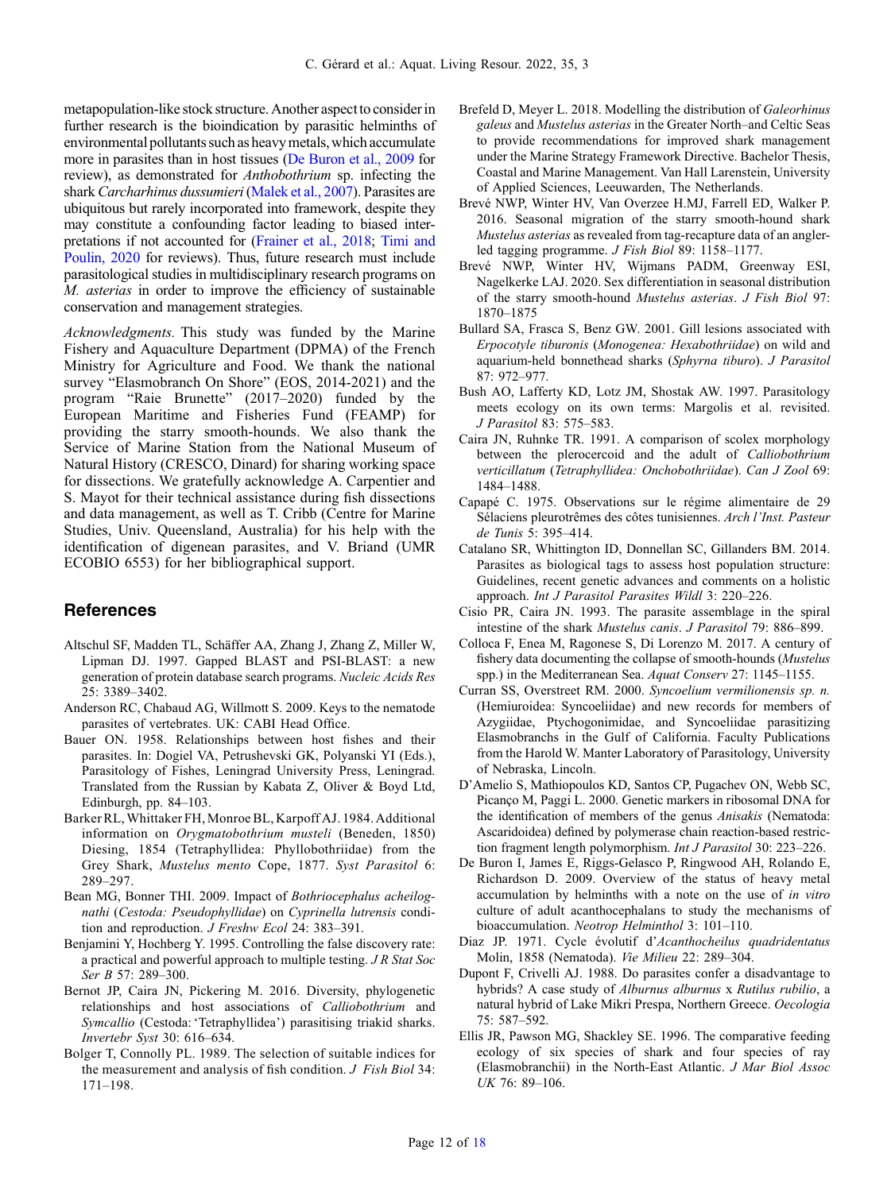metapopulation-like stock structure. Another aspect to consider in further research is the bioindication by parasitic helminths of environmental pollutants such as heavy metals, which accumulate more in parasites than in host tissues (De Buron et al., 2009 for review), as demonstrated for *Anthobothrium* sp. infecting the shark *Carcharhinus dussumieri* (Malek et al., 2007). Parasites are ubiquitous but rarely incorporated into framework, despite they may constitute a confounding factor leading to biased interpretations if not accounted for (Frainer et al., 2018; Timi and Poulin, 2020 for reviews). Thus, future research must include parasitological studies in multidisciplinary research programs on *M. asterias* in order to improve the efficiency of sustainable conservation and management strategies.

*Acknowledgments.* This study was funded by the Marine Fishery and Aquaculture Department (DPMA) of the French Ministry for Agriculture and Food. We thank the national survey "Elasmobranch On Shore" (EOS, 2014-2021) and the program "Raie Brunette" (2017–2020) funded by the European Maritime and Fisheries Fund (FEAMP) for providing the starry smooth-hounds. We also thank the Service of Marine Station from the National Museum of Natural History (CRESCO, Dinard) for sharing working space for dissections. We gratefully acknowledge A. Carpentier and S. Mayot for their technical assistance during fish dissections and data management, as well as T. Cribb (Centre for Marine Studies, Univ. Queensland, Australia) for his help with the identification of digenean parasites, and V. Briand (UMR ECOBIO 6553) for her bibliographical support.

## References

Altschul SF, Madden TL, Schäffer AA, Zhang J, Zhang Z, Miller W, Lipman DJ. 1997. Gapped BLAST and PSI-BLAST: a new generation of protein database search programs. *Nucleic Acids Res* 25: 3389–3402.

Anderson RC, Chabaud AG, Willmott S. 2009. Keys to the nematode parasites of vertebrates. UK: CABI Head Office.

Bauer ON. 1958. Relationships between host fishes and their parasites. In: Dogiel VA, Petrushevski GK, Polyanski YI (Eds.), Parasitology of Fishes, Leningrad University Press, Leningrad. Translated from the Russian by Kabata Z, Oliver & Boyd Ltd, Edinburgh, pp. 84–103.

Barker RL, Whittaker FH, Monroe BL, Karpoff AJ. 1984. Additional information on *Orygmatobothrium musteli* (Beneden, 1850) Diesing, 1854 (Tetraphyllidea: Phyllobothriidae) from the Grey Shark, *Mustelus mento* Cope, 1877. *Syst Parasitol* 6: 289–297.

Bean MG, Bonner THI. 2009. Impact of *Bothriocephalus acheilognathi* (*Cestoda: Pseudophyllidae*) on *Cyprinella lutrensis* condition and reproduction. *J Freshw Ecol* 24: 383–391.

Benjamini Y, Hochberg Y. 1995. Controlling the false discovery rate: a practical and powerful approach to multiple testing. *J R Stat Soc Ser B* 57: 289–300.

Bernot JP, Caira JN, Pickering M. 2016. Diversity, phylogenetic relationships and host associations of *Calliobothrium* and *Symcallio* (Cestoda: 'Tetraphyllidea') parasitising triakid sharks. *Invertebr Syst* 30: 616–634.

Bolger T, Connolly PL. 1989. The selection of suitable indices for the measurement and analysis of fish condition. *J Fish Biol* 34: 171–198.

Brefeld D, Meyer L. 2018. Modelling the distribution of *Galeorhinus galeus* and *Mustelus asterias* in the Greater North–and Celtic Seas to provide recommendations for improved shark management under the Marine Strategy Framework Directive. Bachelor Thesis, Coastal and Marine Management. Van Hall Larenstein, University of Applied Sciences, Leeuwarden, The Netherlands.

Brevé NWP, Winter HV, Van Overzee H.MJ, Farrell ED, Walker P. 2016. Seasonal migration of the starry smooth-hound shark *Mustelus asterias* as revealed from tag-recapture data of an angler-led tagging programme. *J Fish Biol* 89: 1158–1177.

Brevé NWP, Winter HV, Wijmans PADM, Greenway ESI, Nagelkerke LAJ. 2020. Sex differentiation in seasonal distribution of the starry smooth-hound *Mustelus asterias*. *J Fish Biol* 97: 1870–1875

Bullard SA, Frasca S, Benz GW. 2001. Gill lesions associated with *Erpocotyle tiburonis* (*Monogenea: Hexabothriidae*) on wild and aquarium-held bonnethead sharks (*Sphyrna tiburo*). *J Parasitol* 87: 972–977.

Bush AO, Lafferty KD, Lotz JM, Shostak AW. 1997. Parasitology meets ecology on its own terms: Margolis et al. revisited. *J Parasitol* 83: 575–583.

Caira JN, Ruhnke TR. 1991. A comparison of scolex morphology between the plerocercoid and the adult of *Calliobothrium verticillatum* (*Tetraphyllidea: Onchobothriidae*). *Can J Zool* 69: 1484–1488.

Capapé C. 1975. Observations sur le régime alimentaire de 29 Sélaciens pleurotrêmes des côtes tunisiennes. *Arch l'Inst. Pasteur de Tunis* 5: 395–414.

Catalano SR, Whittington ID, Donnellan SC, Gillanders BM. 2014. Parasites as biological tags to assess host population structure: Guidelines, recent genetic advances and comments on a holistic approach. *Int J Parasitol Parasites Wildl* 3: 220–226.

Cisio PR, Caira JN. 1993. The parasite assemblage in the spiral intestine of the shark *Mustelus canis*. *J Parasitol* 79: 886–899.

Colloca F, Enea M, Ragonese S, Di Lorenzo M. 2017. A century of fishery data documenting the collapse of smooth-hounds (*Mustelus* spp.) in the Mediterranean Sea. *Aquat Conserv* 27: 1145–1155.

Curran SS, Overstreet RM. 2000. *Syncoelium vermilionensis sp. n.* (Hemiuroidea: Syncoeliidae) and new records for members of Azygiidae, Ptychogonimidae, and Syncoeliidae parasitizing Elasmobranchs in the Gulf of California. Faculty Publications from the Harold W. Manter Laboratory of Parasitology, University of Nebraska, Lincoln.

D'Amelio S, Mathiopoulos KD, Santos CP, Pugachev ON, Webb SC, Picanço M, Paggi L. 2000. Genetic markers in ribosomal DNA for the identification of members of the genus *Anisakis* (Nematoda: Ascaridoidea) defined by polymerase chain reaction-based restriction fragment length polymorphism. *Int J Parasitol* 30: 223–226.

De Buron I, James E, Riggs-Gelasco P, Ringwood AH, Rolando E, Richardson D. 2009. Overview of the status of heavy metal accumulation by helminths with a note on the use of *in vitro* culture of adult acanthocephalans to study the mechanisms of bioaccumulation. *Neotrop Helminthol* 3: 101–110.

Diaz JP. 1971. Cycle évolutif d'*Acanthocheilus quadridentatus* Molin, 1858 (Nematoda). *Vie Milieu* 22: 289–304.

Dupont F, Crivelli AJ. 1988. Do parasites confer a disadvantage to hybrids? A case study of *Alburnus alburnus* x *Rutilus rubilio*, a natural hybrid of Lake Mikri Prespa, Northern Greece. *Oecologia* 75: 587–592.

Ellis JR, Pawson MG, Shackley SE. 1996. The comparative feeding ecology of six species of shark and four species of ray (Elasmobranchii) in the North-East Atlantic. *J Mar Biol Assoc UK* 76: 89–106.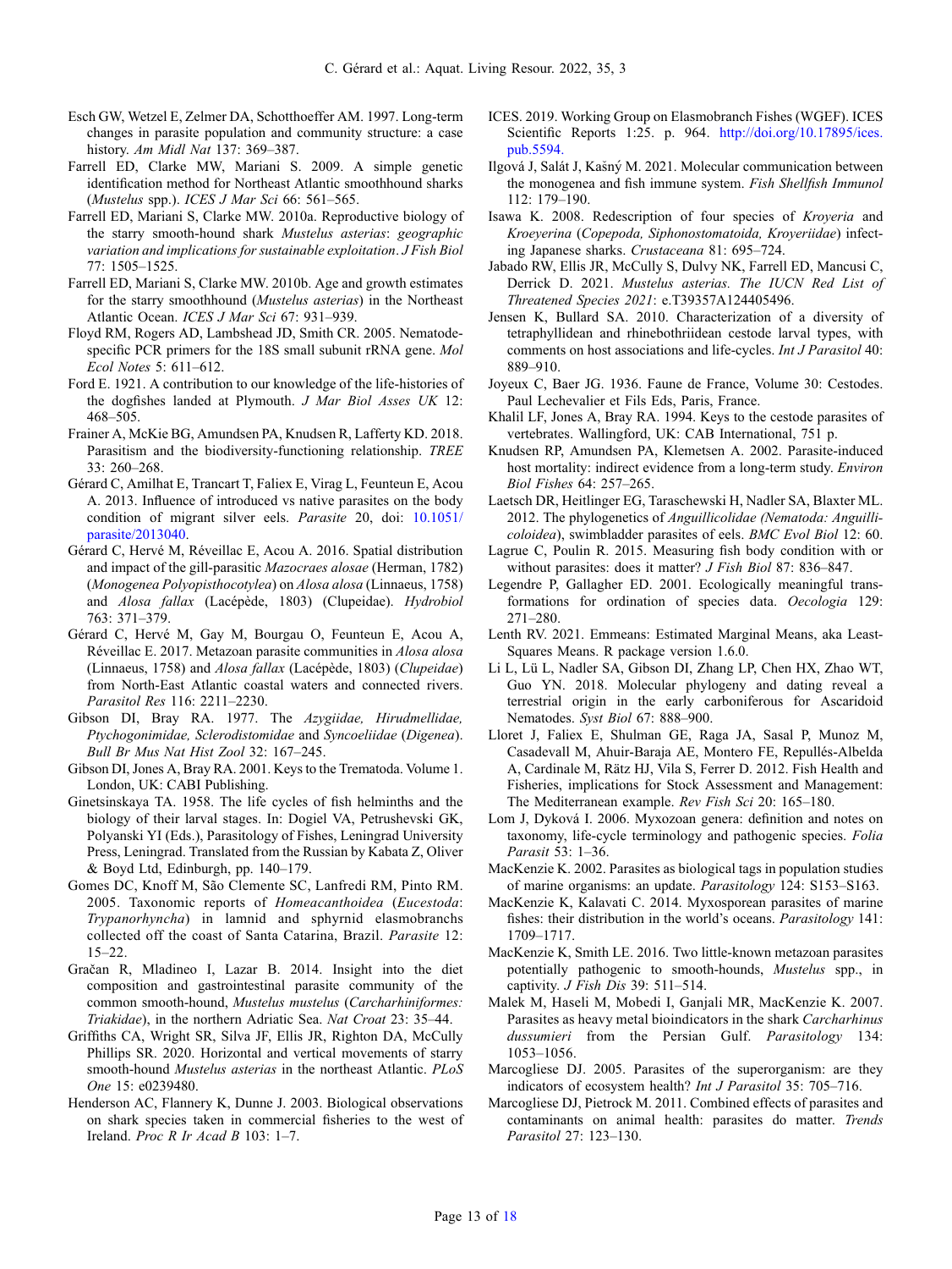Esch GW, Wetzel E, Zelmer DA, Schotthoeffer AM. 1997. Long-term changes in parasite population and community structure: a case history. *Am Midl Nat* 137: 369–387.

Farrell ED, Clarke MW, Mariani S. 2009. A simple genetic identification method for Northeast Atlantic smoothhound sharks (*Mustelus* spp.). *ICES J Mar Sci* 66: 561–565.

Farrell ED, Mariani S, Clarke MW. 2010a. Reproductive biology of the starry smooth-hound shark *Mustelus asterias*: *geographic variation and implications for sustainable exploitation*. *J Fish Biol* 77: 1505–1525.

Farrell ED, Mariani S, Clarke MW. 2010b. Age and growth estimates for the starry smoothhound (*Mustelus asterias*) in the Northeast Atlantic Ocean. *ICES J Mar Sci* 67: 931–939.

Floyd RM, Rogers AD, Lambshead JD, Smith CR. 2005. Nematode-specific PCR primers for the 18S small subunit rRNA gene. *Mol Ecol Notes* 5: 611–612.

Ford E. 1921. A contribution to our knowledge of the life-histories of the dogfishes landed at Plymouth. *J Mar Biol Asses UK* 12: 468–505.

Frainer A, McKie BG, Amundsen PA, Knudsen R, Lafferty KD. 2018. Parasitism and the biodiversity-functioning relationship. *TREE* 33: 260–268.

Gérard C, Amilhat E, Trancart T, Faliex E, Virag L, Feunteun E, Acou A. 2013. Influence of introduced vs native parasites on the body condition of migrant silver eels. *Parasite* 20, doi: 10.1051/parasite/2013040.

Gérard C, Hervé M, Réveillac E, Acou A. 2016. Spatial distribution and impact of the gill-parasitic *Mazocraes alosae* (Herman, 1782) (*Monogenea Polyopisthocotylea*) on *Alosa alosa* (Linnaeus, 1758) and *Alosa fallax* (Lacépède, 1803) (Clupeidae). *Hydrobiol* 763: 371–379.

Gérard C, Hervé M, Gay M, Bourgau O, Feunteun E, Acou A, Réveillac E. 2017. Metazoan parasite communities in *Alosa alosa* (Linnaeus, 1758) and *Alosa fallax* (Lacépède, 1803) (*Clupeidae*) from North-East Atlantic coastal waters and connected rivers. *Parasitol Res* 116: 2211–2230.

Gibson DI, Bray RA. 1977. The *Azygiidae, Hirudmellidae, Ptychogonimidae, Sclerodistomidae* and *Syncoeliidae* (*Digenea*). *Bull Br Mus Nat Hist Zool* 32: 167–245.

Gibson DI, Jones A, Bray RA. 2001. Keys to the Trematoda. Volume 1. London, UK: CABI Publishing.

Ginetsinskaya TA. 1958. The life cycles of fish helminths and the biology of their larval stages. In: Dogiel VA, Petrushevski GK, Polyanski YI (Eds.), Parasitology of Fishes, Leningrad University Press, Leningrad. Translated from the Russian by Kabata Z, Oliver & Boyd Ltd, Edinburgh, pp. 140–179.

Gomes DC, Knoff M, São Clemente SC, Lanfredi RM, Pinto RM. 2005. Taxonomic reports of *Homeacanthoidea* (*Eucestoda*: *Trypanorhyncha*) in lamnid and sphyrnid elasmobranchs collected off the coast of Santa Catarina, Brazil. *Parasite* 12: 15–22.

Gračan R, Mladineo I, Lazar B. 2014. Insight into the diet composition and gastrointestinal parasite community of the common smooth-hound, *Mustelus mustelus* (*Carcharhiniformes: Triakidae*), in the northern Adriatic Sea. *Nat Croat* 23: 35–44.

Griffiths CA, Wright SR, Silva JF, Ellis JR, Righton DA, McCully Phillips SR. 2020. Horizontal and vertical movements of starry smooth-hound *Mustelus asterias* in the northeast Atlantic. *PLoS One* 15: e0239480.

Henderson AC, Flannery K, Dunne J. 2003. Biological observations on shark species taken in commercial fisheries to the west of Ireland. *Proc R Ir Acad B* 103: 1–7.

ICES. 2019. Working Group on Elasmobranch Fishes (WGEF). ICES Scientific Reports 1:25. p. 964. http://doi.org/10.17895/ices.pub.5594.

Ilgová J, Salát J, Kašný M. 2021. Molecular communication between the monogenea and fish immune system. *Fish Shellfish Immunol* 112: 179–190.

Isawa K. 2008. Redescription of four species of *Kroyeria* and *Kroeyerina* (*Copepoda, Siphonostomatoida, Kroyeriidae*) infecting Japanese sharks. *Crustaceana* 81: 695–724.

Jabado RW, Ellis JR, McCully S, Dulvy NK, Farrell ED, Mancusi C, Derrick D. 2021. *Mustelus asterias. The IUCN Red List of Threatened Species 2021*: e.T39357A124405496.

Jensen K, Bullard SA. 2010. Characterization of a diversity of tetraphyllidean and rhinebothriidean cestode larval types, with comments on host associations and life-cycles. *Int J Parasitol* 40: 889–910.

Joyeux C, Baer JG. 1936. Faune de France, Volume 30: Cestodes. Paul Lechevalier et Fils Eds, Paris, France.

Khalil LF, Jones A, Bray RA. 1994. Keys to the cestode parasites of vertebrates. Wallingford, UK: CAB International, 751 p.

Knudsen RP, Amundsen PA, Klemetsen A. 2002. Parasite-induced host mortality: indirect evidence from a long-term study. *Environ Biol Fishes* 64: 257–265.

Laetsch DR, Heitlinger EG, Taraschewski H, Nadler SA, Blaxter ML. 2012. The phylogenetics of *Anguillicolidae (Nematoda: Anguillicoloidea)*, swimbladder parasites of eels. *BMC Evol Biol* 12: 60.

Lagrue C, Poulin R. 2015. Measuring fish body condition with or without parasites: does it matter? *J Fish Biol* 87: 836–847.

Legendre P, Gallagher ED. 2001. Ecologically meaningful transformations for ordination of species data. *Oecologia* 129: 271–280.

Lenth RV. 2021. Emmeans: Estimated Marginal Means, aka Least-Squares Means. R package version 1.6.0.

Li L, Lü L, Nadler SA, Gibson DI, Zhang LP, Chen HX, Zhao WT, Guo YN. 2018. Molecular phylogeny and dating reveal a terrestrial origin in the early carboniferous for Ascaridoid Nematodes. *Syst Biol* 67: 888–900.

Lloret J, Faliex E, Shulman GE, Raga JA, Sasal P, Munoz M, Casadevall M, Ahuir-Baraja AE, Montero FE, Repullés-Albelda A, Cardinale M, Rätz HJ, Vila S, Ferrer D. 2012. Fish Health and Fisheries, implications for Stock Assessment and Management: The Mediterranean example. *Rev Fish Sci* 20: 165–180.

Lom J, Dyková I. 2006. Myxozoan genera: definition and notes on taxonomy, life-cycle terminology and pathogenic species. *Folia Parasit* 53: 1–36.

MacKenzie K. 2002. Parasites as biological tags in population studies of marine organisms: an update. *Parasitology* 124: S153–S163.

MacKenzie K, Kalavati C. 2014. Myxosporean parasites of marine fishes: their distribution in the world's oceans. *Parasitology* 141: 1709–1717.

MacKenzie K, Smith LE. 2016. Two little-known metazoan parasites potentially pathogenic to smooth-hounds, *Mustelus* spp., in captivity. *J Fish Dis* 39: 511–514.

Malek M, Haseli M, Mobedi I, Ganjali MR, MacKenzie K. 2007. Parasites as heavy metal bioindicators in the shark *Carcharhinus dussumieri* from the Persian Gulf. *Parasitology* 134: 1053–1056.

Marcogliese DJ. 2005. Parasites of the superorganism: are they indicators of ecosystem health? *Int J Parasitol* 35: 705–716.

Marcogliese DJ, Pietrock M. 2011. Combined effects of parasites and contaminants on animal health: parasites do matter. *Trends Parasitol* 27: 123–130.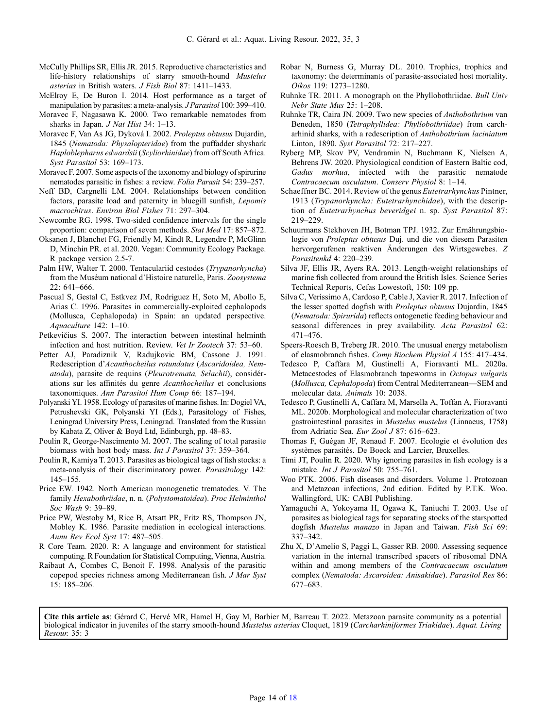McCully Phillips SR, Ellis JR. 2015. Reproductive characteristics and life-history relationships of starry smooth-hound *Mustelus asterias* in British waters. *J Fish Biol* 87: 1411–1433.

McElroy E, De Buron I. 2014. Host performance as a target of manipulation by parasites: a meta-analysis. *J Parasitol* 100: 399–410.

Moravec F, Nagasawa K. 2000. Two remarkable nematodes from sharks in Japan. *J Nat Hist* 34: 1–13.

Moravec F, Van As JG, Dyková I. 2002. *Proleptus obtusus* Dujardin, 1845 (*Nematoda: Physalopteridae*) from the puffadder shyshark *Haploblepharus edwardsii* (*Scyliorhinidae*) from off South Africa. *Syst Parasitol* 53: 169–173.

Moravec F. 2007. Some aspects of the taxonomy and biology of spirurine nematodes parasitic in fishes: a review. *Folia Parasit* 54: 239–257.

Neff BD, Cargnelli LM. 2004. Relationships between condition factors, parasite load and paternity in bluegill sunfish, *Lepomis macrochirus*. *Environ Biol Fishes* 71: 297–304.

Newcombe RG. 1998. Two-sided confidence intervals for the single proportion: comparison of seven methods. *Stat Med* 17: 857–872.

Oksanen J, Blanchet FG, Friendly M, Kindt R, Legendre P, McGlinn D, Minchin PR. et al. 2020. Vegan: Community Ecology Package. R package version 2.5-7.

Palm HW, Walter T. 2000. Tentaculariid cestodes (*Trypanorhyncha*) from the Muséum national d'Histoire naturelle, Paris. *Zoosystema* 22: 641–666.

Pascual S, Gestal C, Estkvez JM, Rodriguez H, Soto M, Abollo E, Arias C. 1996. Parasites in commercially-exploited cephalopods (Mollusca, Cephalopoda) in Spain: an updated perspective. *Aquaculture* 142: 1–10.

Petkevičius S. 2007. The interaction between intestinal helminth infection and host nutrition. Review. *Vet Ir Zootech* 37: 53–60.

Petter AJ, Paradiznik V, Radujkovic BM, Cassone J. 1991. Redescription d'*Acanthocheilus rotundatus* (*Ascaridoidea, Nematoda*), parasite de requins (*Pleurotremata, Selachii*), considérations sur les affinités du genre *Acanthocheilus* et conclusions taxonomiques. *Ann Parasitol Hum Comp* 66: 187–194.

Polyanski YI. 1958. Ecology of parasites of marine fishes. In: Dogiel VA, Petrushevski GK, Polyanski YI (Eds.), Parasitology of Fishes, Leningrad University Press, Leningrad. Translated from the Russian by Kabata Z, Oliver & Boyd Ltd, Edinburgh, pp. 48–83.

Poulin R, George-Nascimento M. 2007. The scaling of total parasite biomass with host body mass. *Int J Parasitol* 37: 359–364.

Poulin R, Kamiya T. 2013. Parasites as biological tags of fish stocks: a meta-analysis of their discriminatory power. *Parasitology* 142: 145–155.

Price EW. 1942. North American monogenetic trematodes. V. The family *Hexabothriidae*, n. n. (*Polystomatoidea*). *Proc Helminthol Soc Wash* 9: 39–89.

Price PW, Westoby M, Rice B, Atsatt PR, Fritz RS, Thompson JN, Mobley K. 1986. Parasite mediation in ecological interactions. *Annu Rev Ecol Syst* 17: 487–505.

R Core Team. 2020. R: A language and environment for statistical computing. R Foundation for Statistical Computing, Vienna, Austria.

Raibaut A, Combes C, Benoit F. 1998. Analysis of the parasitic copepod species richness among Mediterranean fish. *J Mar Syst* 15: 185–206.

Robar N, Burness G, Murray DL. 2010. Trophics, trophics and taxonomy: the determinants of parasite-associated host mortality. *Oikos* 119: 1273–1280.

Ruhnke TR. 2011. A monograph on the Phyllobothriidae. *Bull Univ Nebr State Mus* 25: 1–208.

Ruhnke TR, Caira JN. 2009. Two new species of *Anthobothrium* van Beneden, 1850 (*Tetraphyllidea: Phyllobothriidae*) from carcharhinid sharks, with a redescription of *Anthobothrium laciniatum* Linton, 1890. *Syst Parasitol* 72: 217–227.

Ryberg MP, Skov PV, Vendramin N, Buchmann K, Nielsen A, Behrens JW. 2020. Physiological condition of Eastern Baltic cod, *Gadus morhua*, infected with the parasitic nematode *Contracaecum osculatum*. *Conserv Physiol* 8: 1–14.

Schaeffner BC. 2014. Review of the genus *Eutetrarhynchus* Pintner, 1913 (*Trypanorhyncha: Eutetrarhynchidae*), with the description of *Eutetrarhynchus beveridgei* n. sp. *Syst Parasitol* 87: 219–229.

Schuurmans Stekhoven JH, Botman TPJ. 1932. Zur Ernährungsbiologie von *Proleptus obtusus* Duj. und die von diesem Parasiten hervorgerufenen reaktiven Änderungen des Wirtsgewebes. *Z Parasitenkd* 4: 220–239.

Silva JF, Ellis JR, Ayers RA. 2013. Length-weight relationships of marine fish collected from around the British Isles. Science Series Technical Reports, Cefas Lowestoft, 150: 109 pp.

Silva C, Veríssimo A, Cardoso P, Cable J, Xavier R. 2017. Infection of the lesser spotted dogfish with *Proleptus obtusus* Dujardin, 1845 (*Nematoda: Spirurida*) reflects ontogenetic feeding behaviour and seasonal differences in prey availability. *Acta Parasitol* 62: 471–476.

Speers-Roesch B, Treberg JR. 2010. The unusual energy metabolism of elasmobranch fishes. *Comp Biochem Physiol A* 155: 417–434.

Tedesco P, Caffara M, Gustinelli A, Fioravanti ML. 2020a. Metacestodes of Elasmobranch tapeworms in *Octopus vulgaris* (*Mollusca, Cephalopoda*) from Central Mediterranean—SEM and molecular data. *Animals* 10: 2038.

Tedesco P, Gustinelli A, Caffara M, Marsella A, Toffan A, Fioravanti ML. 2020b. Morphological and molecular characterization of two gastrointestinal parasites in *Mustelus mustelus* (Linnaeus, 1758) from Adriatic Sea. *Eur Zool J* 87: 616–623.

Thomas F, Guégan JF, Renaud F. 2007. Ecologie et évolution des systèmes parasités. De Boeck and Larcier, Bruxelles.

Timi JT, Poulin R. 2020. Why ignoring parasites in fish ecology is a mistake. *Int J Parasitol* 50: 755–761.

Woo PTK. 2006. Fish diseases and disorders. Volume 1. Protozoan and Metazoan infections, 2nd edition. Edited by P.T.K. Woo. Wallingford, UK: CABI Publishing.

Yamaguchi A, Yokoyama H, Ogawa K, Taniuchi T. 2003. Use of parasites as biological tags for separating stocks of the starspotted dogfish *Mustelus manazo* in Japan and Taiwan. *Fish Sci* 69: 337–342.

Zhu X, D'Amelio S, Paggi L, Gasser RB. 2000. Assessing sequence variation in the internal transcribed spacers of ribosomal DNA within and among members of the *Contracaecum osculatum* complex (*Nematoda: Ascaroidea: Anisakidae*). *Parasitol Res* 86: 677–683.

**Cite this article as**: Gérard C, Hervé MR, Hamel H, Gay M, Barbier M, Barreau T. 2022. Metazoan parasite community as a potential biological indicator in juveniles of the starry smooth-hound *Mustelus asterias* Cloquet, 1819 (*Carcharhiniformes Triakidae*). *Aquat. Living Resour.* 35: 3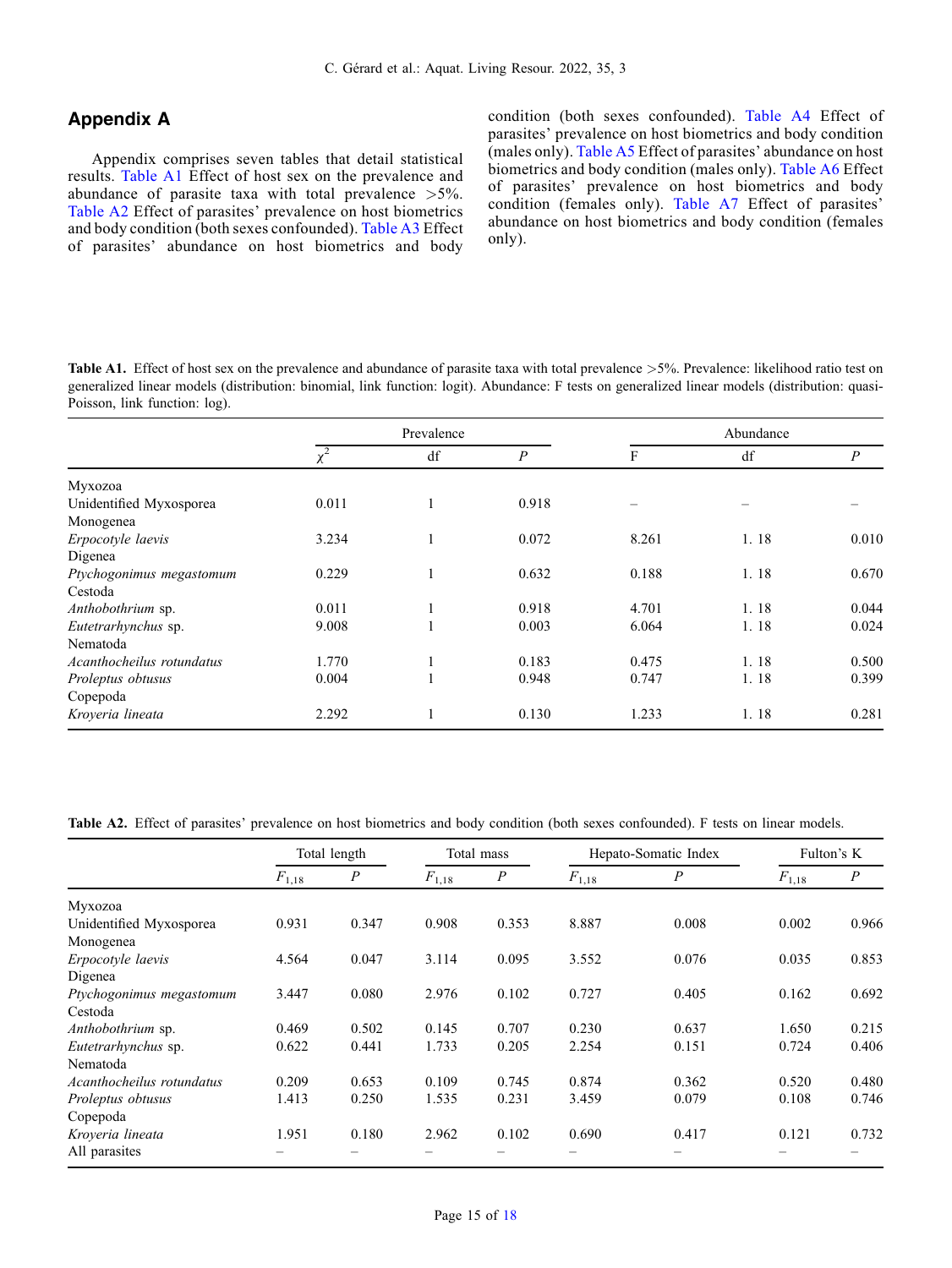## Appendix A

Appendix comprises seven tables that detail statistical results. Table A1 Effect of host sex on the prevalence and abundance of parasite taxa with total prevalence >5%. Table A2 Effect of parasites' prevalence on host biometrics and body condition (both sexes confounded). Table A3 Effect of parasites' abundance on host biometrics and body condition (both sexes confounded). Table A4 Effect of parasites' prevalence on host biometrics and body condition (males only). Table A5 Effect of parasites' abundance on host biometrics and body condition (males only). Table A6 Effect of parasites' prevalence on host biometrics and body condition (females only). Table A7 Effect of parasites' abundance on host biometrics and body condition (females only).

**Table A1.** Effect of host sex on the prevalence and abundance of parasite taxa with total prevalence >5%. Prevalence: likelihood ratio test on generalized linear models (distribution: binomial, link function: logit). Abundance: F tests on generalized linear models (distribution: quasi-Poisson, link function: log).

| | Prevalence | | | Abundance | | |
|---|---|---|---|---|---|---|
| | $\chi^2$ | df | $P$ | F | df | $P$ |
| Myxozoa | | | | | | |
| Unidentified Myxosporea | 0.011 | 1 | 0.918 | – | – | – |
| Monogenea | | | | | | |
| *Erpocotyle laevis* | 3.234 | 1 | 0.072 | 8.261 | 1. 18 | 0.010 |
| Digenea | | | | | | |
| *Ptychogonimus megastomum* | 0.229 | 1 | 0.632 | 0.188 | 1. 18 | 0.670 |
| Cestoda | | | | | | |
| *Anthobothrium* sp. | 0.011 | 1 | 0.918 | 4.701 | 1. 18 | 0.044 |
| *Eutetrarhynchus* sp. | 9.008 | 1 | 0.003 | 6.064 | 1. 18 | 0.024 |
| Nematoda | | | | | | |
| *Acanthocheilus rotundatus* | 1.770 | 1 | 0.183 | 0.475 | 1. 18 | 0.500 |
| *Proleptus obtusus* | 0.004 | 1 | 0.948 | 0.747 | 1. 18 | 0.399 |
| Copepoda | | | | | | |
| *Kroyeria lineata* | 2.292 | 1 | 0.130 | 1.233 | 1. 18 | 0.281 |

**Table A2.** Effect of parasites' prevalence on host biometrics and body condition (both sexes confounded). F tests on linear models.

| | Total length | | Total mass | | Hepato-Somatic Index | | Fulton's K | |
|---|---|---|---|---|---|---|---|---|
| | $F_{1,18}$ | $P$ | $F_{1,18}$ | $P$ | $F_{1,18}$ | $P$ | $F_{1,18}$ | $P$ |
| Myxozoa | | | | | | | | |
| Unidentified Myxosporea | 0.931 | 0.347 | 0.908 | 0.353 | 8.887 | 0.008 | 0.002 | 0.966 |
| Monogenea | | | | | | | | |
| *Erpocotyle laevis* | 4.564 | 0.047 | 3.114 | 0.095 | 3.552 | 0.076 | 0.035 | 0.853 |
| Digenea | | | | | | | | |
| *Ptychogonimus megastomum* | 3.447 | 0.080 | 2.976 | 0.102 | 0.727 | 0.405 | 0.162 | 0.692 |
| Cestoda | | | | | | | | |
| *Anthobothrium* sp. | 0.469 | 0.502 | 0.145 | 0.707 | 0.230 | 0.637 | 1.650 | 0.215 |
| *Eutetrarhynchus* sp. | 0.622 | 0.441 | 1.733 | 0.205 | 2.254 | 0.151 | 0.724 | 0.406 |
| Nematoda | | | | | | | | |
| *Acanthocheilus rotundatus* | 0.209 | 0.653 | 0.109 | 0.745 | 0.874 | 0.362 | 0.520 | 0.480 |
| *Proleptus obtusus* | 1.413 | 0.250 | 1.535 | 0.231 | 3.459 | 0.079 | 0.108 | 0.746 |
| Copepoda | | | | | | | | |
| *Kroyeria lineata* | 1.951 | 0.180 | 2.962 | 0.102 | 0.690 | 0.417 | 0.121 | 0.732 |
| All parasites | – | – | – | – | – | – | – | – |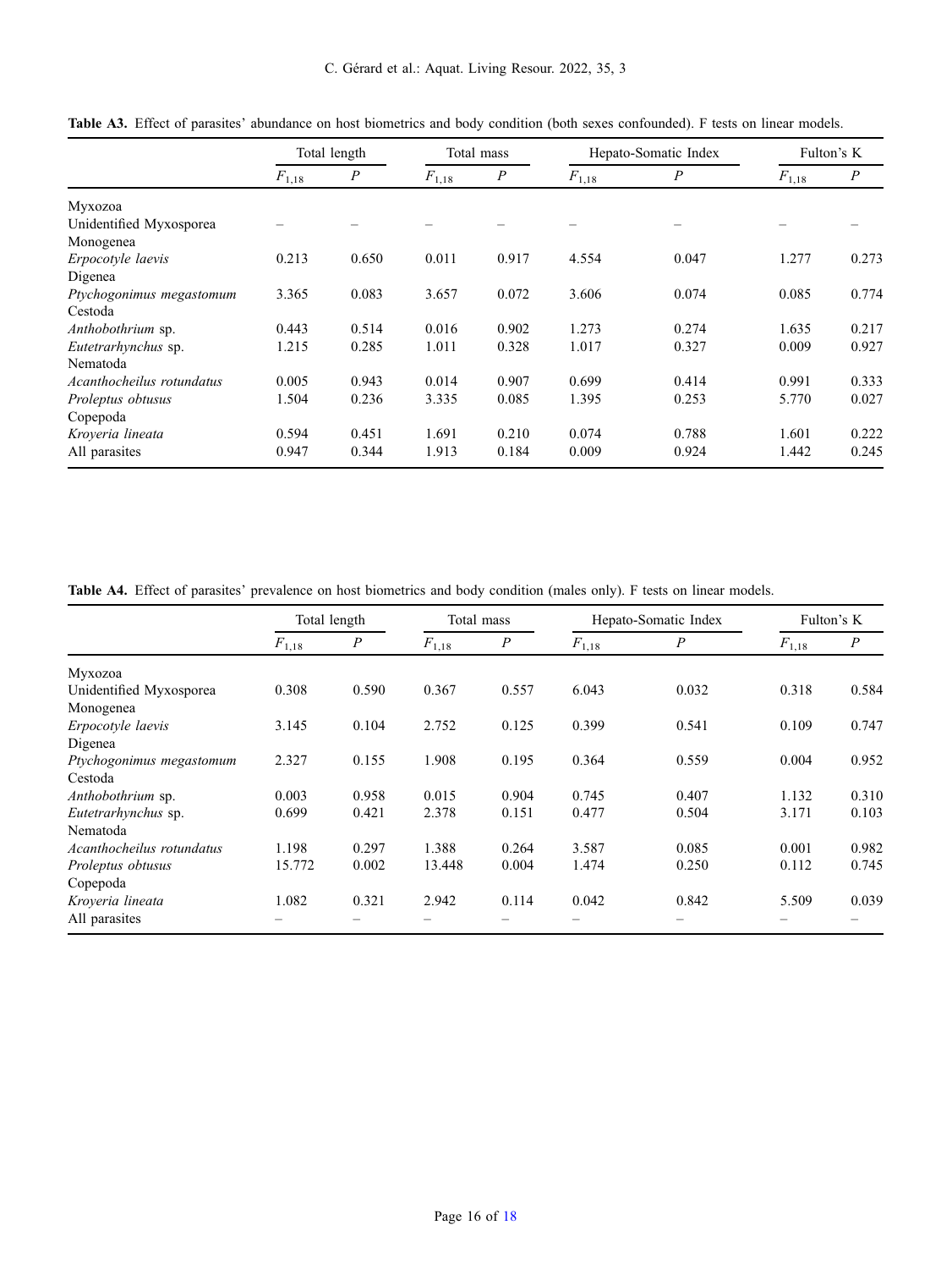**Table A3.** Effect of parasites' abundance on host biometrics and body condition (both sexes confounded). F tests on linear models.

| | Total length | | Total mass | | Hepato-Somatic Index | | Fulton's K | |
|---|---|---|---|---|---|---|---|---|
| | $F_{1,18}$ | $P$ | $F_{1,18}$ | $P$ | $F_{1,18}$ | $P$ | $F_{1,18}$ | $P$ |
| Myxozoa | | | | | | | | |
| Unidentified Myxosporea | – | – | – | – | – | – | – | – |
| Monogenea | | | | | | | | |
| *Erpocotyle laevis* | 0.213 | 0.650 | 0.011 | 0.917 | 4.554 | 0.047 | 1.277 | 0.273 |
| Digenea | | | | | | | | |
| *Ptychogonimus megastomum* | 3.365 | 0.083 | 3.657 | 0.072 | 3.606 | 0.074 | 0.085 | 0.774 |
| Cestoda | | | | | | | | |
| *Anthobothrium* sp. | 0.443 | 0.514 | 0.016 | 0.902 | 1.273 | 0.274 | 1.635 | 0.217 |
| *Eutetrarhynchus* sp. | 1.215 | 0.285 | 1.011 | 0.328 | 1.017 | 0.327 | 0.009 | 0.927 |
| Nematoda | | | | | | | | |
| *Acanthocheilus rotundatus* | 0.005 | 0.943 | 0.014 | 0.907 | 0.699 | 0.414 | 0.991 | 0.333 |
| *Proleptus obtusus* | 1.504 | 0.236 | 3.335 | 0.085 | 1.395 | 0.253 | 5.770 | 0.027 |
| Copepoda | | | | | | | | |
| *Kroyeria lineata* | 0.594 | 0.451 | 1.691 | 0.210 | 0.074 | 0.788 | 1.601 | 0.222 |
| All parasites | 0.947 | 0.344 | 1.913 | 0.184 | 0.009 | 0.924 | 1.442 | 0.245 |

**Table A4.** Effect of parasites' prevalence on host biometrics and body condition (males only). F tests on linear models.

| | Total length | | Total mass | | Hepato-Somatic Index | | Fulton's K | |
|---|---|---|---|---|---|---|---|---|
| | $F_{1,18}$ | $P$ | $F_{1,18}$ | $P$ | $F_{1,18}$ | $P$ | $F_{1,18}$ | $P$ |
| Myxozoa | | | | | | | | |
| Unidentified Myxosporea | 0.308 | 0.590 | 0.367 | 0.557 | 6.043 | 0.032 | 0.318 | 0.584 |
| Monogenea | | | | | | | | |
| *Erpocotyle laevis* | 3.145 | 0.104 | 2.752 | 0.125 | 0.399 | 0.541 | 0.109 | 0.747 |
| Digenea | | | | | | | | |
| *Ptychogonimus megastomum* | 2.327 | 0.155 | 1.908 | 0.195 | 0.364 | 0.559 | 0.004 | 0.952 |
| Cestoda | | | | | | | | |
| *Anthobothrium* sp. | 0.003 | 0.958 | 0.015 | 0.904 | 0.745 | 0.407 | 1.132 | 0.310 |
| *Eutetrarhynchus* sp. | 0.699 | 0.421 | 2.378 | 0.151 | 0.477 | 0.504 | 3.171 | 0.103 |
| Nematoda | | | | | | | | |
| *Acanthocheilus rotundatus* | 1.198 | 0.297 | 1.388 | 0.264 | 3.587 | 0.085 | 0.001 | 0.982 |
| *Proleptus obtusus* | 15.772 | 0.002 | 13.448 | 0.004 | 1.474 | 0.250 | 0.112 | 0.745 |
| Copepoda | | | | | | | | |
| *Kroyeria lineata* | 1.082 | 0.321 | 2.942 | 0.114 | 0.042 | 0.842 | 5.509 | 0.039 |
| All parasites | – | – | – | – | – | – | – | – |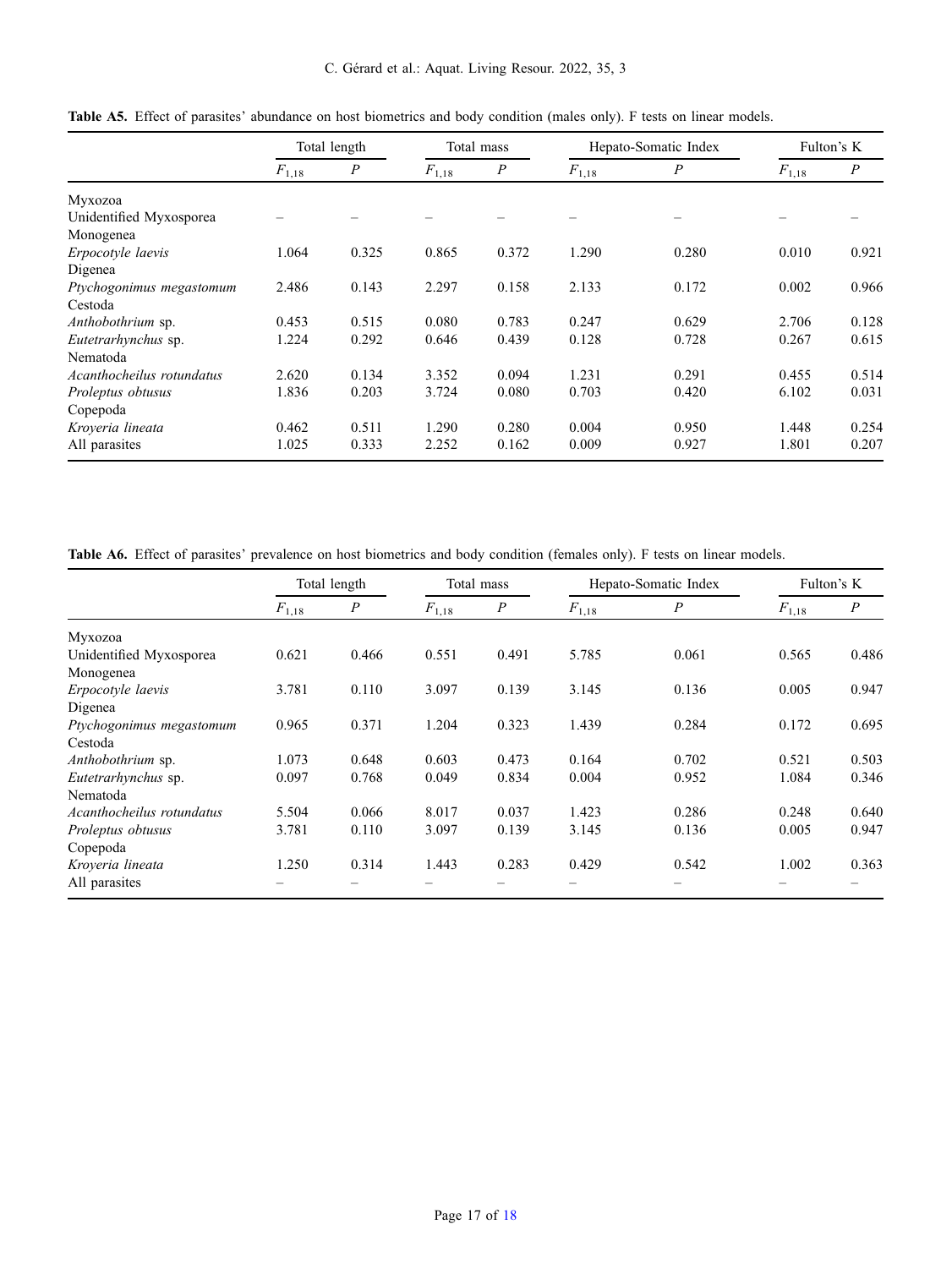**Table A5.** Effect of parasites' abundance on host biometrics and body condition (males only). F tests on linear models.

| | Total length | | Total mass | | Hepato-Somatic Index | | Fulton's K | |
|---|---|---|---|---|---|---|---|---|
| | $F_{1,18}$ | $P$ | $F_{1,18}$ | $P$ | $F_{1,18}$ | $P$ | $F_{1,18}$ | $P$ |
| Myxozoa | | | | | | | | |
| Unidentified Myxosporea | – | – | – | – | – | – | – | – |
| Monogenea | | | | | | | | |
| *Erpocotyle laevis* | 1.064 | 0.325 | 0.865 | 0.372 | 1.290 | 0.280 | 0.010 | 0.921 |
| Digenea | | | | | | | | |
| *Ptychogonimus megastomum* | 2.486 | 0.143 | 2.297 | 0.158 | 2.133 | 0.172 | 0.002 | 0.966 |
| Cestoda | | | | | | | | |
| *Anthobothrium* sp. | 0.453 | 0.515 | 0.080 | 0.783 | 0.247 | 0.629 | 2.706 | 0.128 |
| *Eutetrarhynchus* sp. | 1.224 | 0.292 | 0.646 | 0.439 | 0.128 | 0.728 | 0.267 | 0.615 |
| Nematoda | | | | | | | | |
| *Acanthocheilus rotundatus* | 2.620 | 0.134 | 3.352 | 0.094 | 1.231 | 0.291 | 0.455 | 0.514 |
| *Proleptus obtusus* | 1.836 | 0.203 | 3.724 | 0.080 | 0.703 | 0.420 | 6.102 | 0.031 |
| Copepoda | | | | | | | | |
| *Kroyeria lineata* | 0.462 | 0.511 | 1.290 | 0.280 | 0.004 | 0.950 | 1.448 | 0.254 |
| All parasites | 1.025 | 0.333 | 2.252 | 0.162 | 0.009 | 0.927 | 1.801 | 0.207 |

**Table A6.** Effect of parasites' prevalence on host biometrics and body condition (females only). F tests on linear models.

| | Total length | | Total mass | | Hepato-Somatic Index | | Fulton's K | |
|---|---|---|---|---|---|---|---|---|
| | $F_{1,18}$ | $P$ | $F_{1,18}$ | $P$ | $F_{1,18}$ | $P$ | $F_{1,18}$ | $P$ |
| Myxozoa | | | | | | | | |
| Unidentified Myxosporea | 0.621 | 0.466 | 0.551 | 0.491 | 5.785 | 0.061 | 0.565 | 0.486 |
| Monogenea | | | | | | | | |
| *Erpocotyle laevis* | 3.781 | 0.110 | 3.097 | 0.139 | 3.145 | 0.136 | 0.005 | 0.947 |
| Digenea | | | | | | | | |
| *Ptychogonimus megastomum* | 0.965 | 0.371 | 1.204 | 0.323 | 1.439 | 0.284 | 0.172 | 0.695 |
| Cestoda | | | | | | | | |
| *Anthobothrium* sp. | 1.073 | 0.648 | 0.603 | 0.473 | 0.164 | 0.702 | 0.521 | 0.503 |
| *Eutetrarhynchus* sp. | 0.097 | 0.768 | 0.049 | 0.834 | 0.004 | 0.952 | 1.084 | 0.346 |
| Nematoda | | | | | | | | |
| *Acanthocheilus rotundatus* | 5.504 | 0.066 | 8.017 | 0.037 | 1.423 | 0.286 | 0.248 | 0.640 |
| *Proleptus obtusus* | 3.781 | 0.110 | 3.097 | 0.139 | 3.145 | 0.136 | 0.005 | 0.947 |
| Copepoda | | | | | | | | |
| *Kroyeria lineata* | 1.250 | 0.314 | 1.443 | 0.283 | 0.429 | 0.542 | 1.002 | 0.363 |
| All parasites | – | – | – | – | – | – | – | – |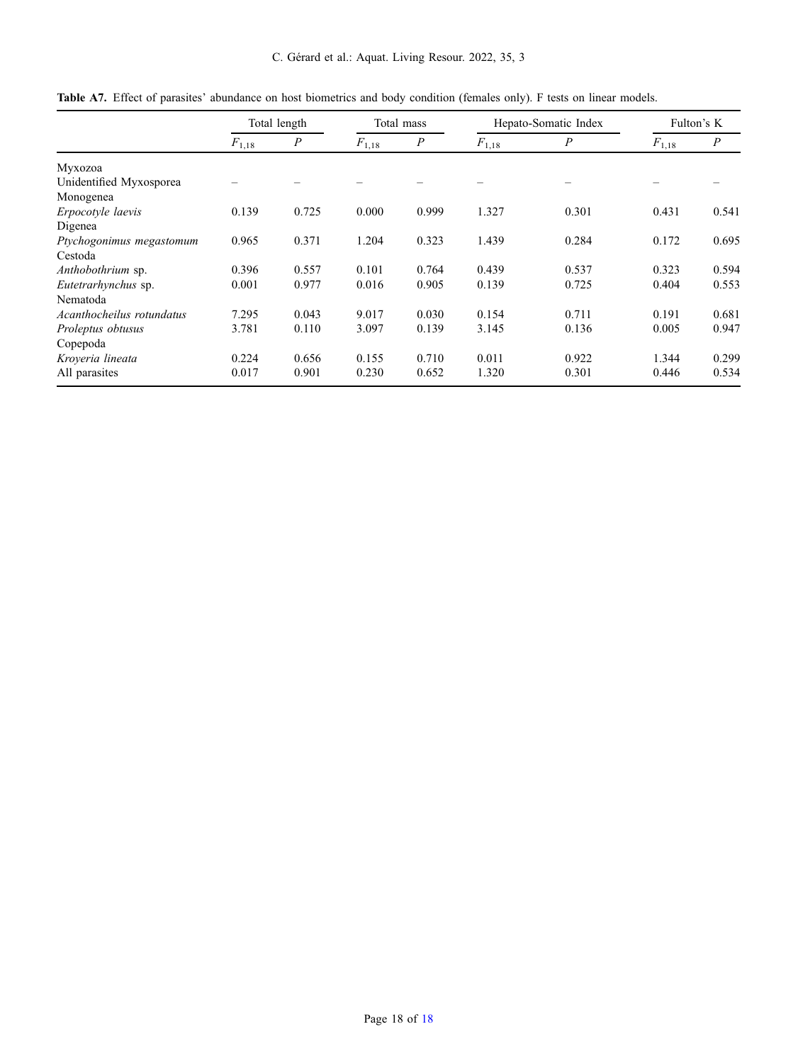**Table A7.** Effect of parasites' abundance on host biometrics and body condition (females only). F tests on linear models.

| | Total length | | Total mass | | Hepato-Somatic Index | | Fulton's K | |
|---|---|---|---|---|---|---|---|---|
| | $F_{1,18}$ | $P$ | $F_{1,18}$ | $P$ | $F_{1,18}$ | $P$ | $F_{1,18}$ | $P$ |
| Myxozoa | | | | | | | | |
| Unidentified Myxosporea | – | – | – | – | – | – | – | – |
| Monogenea | | | | | | | | |
| *Erpocotyle laevis* | 0.139 | 0.725 | 0.000 | 0.999 | 1.327 | 0.301 | 0.431 | 0.541 |
| Digenea | | | | | | | | |
| *Ptychogonimus megastomum* | 0.965 | 0.371 | 1.204 | 0.323 | 1.439 | 0.284 | 0.172 | 0.695 |
| Cestoda | | | | | | | | |
| *Anthobothrium* sp. | 0.396 | 0.557 | 0.101 | 0.764 | 0.439 | 0.537 | 0.323 | 0.594 |
| *Eutetrarhynchus* sp. | 0.001 | 0.977 | 0.016 | 0.905 | 0.139 | 0.725 | 0.404 | 0.553 |
| Nematoda | | | | | | | | |
| *Acanthocheilus rotundatus* | 7.295 | 0.043 | 9.017 | 0.030 | 0.154 | 0.711 | 0.191 | 0.681 |
| *Proleptus obtusus* | 3.781 | 0.110 | 3.097 | 0.139 | 3.145 | 0.136 | 0.005 | 0.947 |
| Copepoda | | | | | | | | |
| *Kroyeria lineata* | 0.224 | 0.656 | 0.155 | 0.710 | 0.011 | 0.922 | 1.344 | 0.299 |
| All parasites | 0.017 | 0.901 | 0.230 | 0.652 | 1.320 | 0.301 | 0.446 | 0.534 |